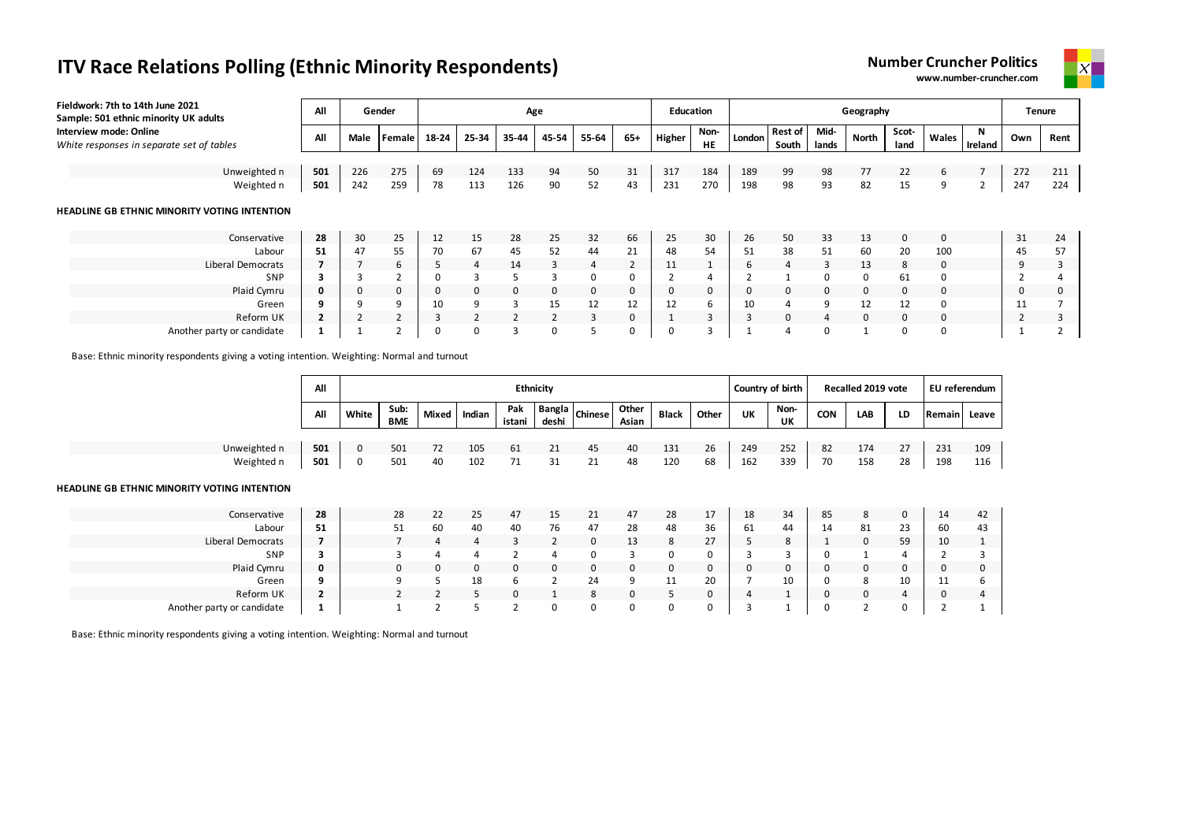# ITV Race Relations Polling (Ethnic Minority Respondents)

**Number Cruncher Politics**
**www.number-cruncher.com**

**Fieldwork: 7th to 14th June 2021**
**Sample: 501 ethnic minority UK adults**
**Interview mode: Online**
*White responses in separate set of tables*

| | All | Gender | | Age | | | | | | Education | | Geography | | | | | | | Tenure | |
|---|---|---|---|---|---|---|---|---|---|---|---|---|---|---|---|---|---|---|---|---|
| | All | Male | Female | 18-24 | 25-34 | 35-44 | 45-54 | 55-64 | 65+ | Higher | Non-HE | London | Rest of South | Mid-lands | North | Scot-land | Wales | N Ireland | Own | Rent |
| Unweighted n | **501** | 226 | 275 | 69 | 124 | 133 | 94 | 50 | 31 | 317 | 184 | 189 | 99 | 98 | 77 | 22 | 6 | 7 | 272 | 211 |
| Weighted n | **501** | 242 | 259 | 78 | 113 | 126 | 90 | 52 | 43 | 231 | 270 | 198 | 98 | 93 | 82 | 15 | 9 | 2 | 247 | 224 |

**HEADLINE GB ETHNIC MINORITY VOTING INTENTION**

| | All | Male | Female | 18-24 | 25-34 | 35-44 | 45-54 | 55-64 | 65+ | Higher | Non-HE | London | Rest of South | Mid-lands | North | Scot-land | Wales | N Ireland | Own | Rent |
|---|---|---|---|---|---|---|---|---|---|---|---|---|---|---|---|---|---|---|---|---|
| Conservative | **28** | 30 | 25 | 12 | 15 | 28 | 25 | 32 | 66 | 25 | 30 | 26 | 50 | 33 | 13 | 0 | 0 | | 31 | 24 |
| Labour | **51** | 47 | 55 | 70 | 67 | 45 | 52 | 44 | 21 | 48 | 54 | 51 | 38 | 51 | 60 | 20 | 100 | | 45 | 57 |
| Liberal Democrats | **7** | 7 | 6 | 5 | 4 | 14 | 3 | 4 | 2 | 11 | 1 | 6 | 4 | 3 | 13 | 8 | 0 | | 9 | 3 |
| SNP | **3** | 3 | 2 | 0 | 3 | 5 | 3 | 0 | 0 | 2 | 4 | 2 | 1 | 0 | 0 | 61 | 0 | | 2 | 4 |
| Plaid Cymru | **0** | 0 | 0 | 0 | 0 | 0 | 0 | 0 | 0 | 0 | 0 | 0 | 0 | 0 | 0 | 0 | 0 | | 0 | 0 |
| Green | **9** | 9 | 9 | 10 | 9 | 3 | 15 | 12 | 12 | 12 | 6 | 10 | 4 | 9 | 12 | 12 | 0 | | 11 | 7 |
| Reform UK | **2** | 2 | 2 | 3 | 2 | 2 | 2 | 3 | 0 | 1 | 3 | 3 | 0 | 4 | 0 | 0 | 0 | | 2 | 3 |
| Another party or candidate | **1** | 1 | 2 | 0 | 0 | 3 | 0 | 5 | 0 | 0 | 3 | 1 | 4 | 0 | 1 | 0 | 0 | | 1 | 2 |

Base: Ethnic minority respondents giving a voting intention. Weighting: Normal and turnout

| | All | Ethnicity | | | | | | | | | | Country of birth | | Recalled 2019 vote | | | EU referendum | |
|---|---|---|---|---|---|---|---|---|---|---|---|---|---|---|---|---|---|---|
| | All | White | Sub: BME | Mixed | Indian | Pakistani | Bangladeshi | Chinese | Other Asian | Black | Other | UK | Non-UK | CON | LAB | LD | Remain | Leave |
| Unweighted n | **501** | 0 | 501 | 72 | 105 | 61 | 21 | 45 | 40 | 131 | 26 | 249 | 252 | 82 | 174 | 27 | 231 | 109 |
| Weighted n | **501** | 0 | 501 | 40 | 102 | 71 | 31 | 21 | 48 | 120 | 68 | 162 | 339 | 70 | 158 | 28 | 198 | 116 |

**HEADLINE GB ETHNIC MINORITY VOTING INTENTION**

| | All | White | Sub: BME | Mixed | Indian | Pakistani | Bangladeshi | Chinese | Other Asian | Black | Other | UK | Non-UK | CON | LAB | LD | Remain | Leave |
|---|---|---|---|---|---|---|---|---|---|---|---|---|---|---|---|---|---|---|
| Conservative | **28** | | 28 | 22 | 25 | 47 | 15 | 21 | 47 | 28 | 17 | 18 | 34 | 85 | 8 | 0 | 14 | 42 |
| Labour | **51** | | 51 | 60 | 40 | 40 | 76 | 47 | 28 | 48 | 36 | 61 | 44 | 14 | 81 | 23 | 60 | 43 |
| Liberal Democrats | **7** | | 7 | 4 | 4 | 3 | 2 | 0 | 13 | 8 | 27 | 5 | 8 | 1 | 0 | 59 | 10 | 1 |
| SNP | **3** | | 3 | 4 | 4 | 2 | 4 | 0 | 3 | 0 | 0 | 3 | 3 | 0 | 1 | 4 | 2 | 3 |
| Plaid Cymru | **0** | | 0 | 0 | 0 | 0 | 0 | 0 | 0 | 0 | 0 | 0 | 0 | 0 | 0 | 0 | 0 | 0 |
| Green | **9** | | 9 | 5 | 18 | 6 | 2 | 24 | 9 | 11 | 20 | 7 | 10 | 0 | 8 | 10 | 11 | 6 |
| Reform UK | **2** | | 2 | 2 | 5 | 0 | 1 | 8 | 0 | 5 | 0 | 4 | 1 | 0 | 0 | 4 | 0 | 4 |
| Another party or candidate | **1** | | 1 | 2 | 5 | 2 | 0 | 0 | 0 | 0 | 0 | 3 | 1 | 0 | 2 | 0 | 2 | 1 |

Base: Ethnic minority respondents giving a voting intention. Weighting: Normal and turnout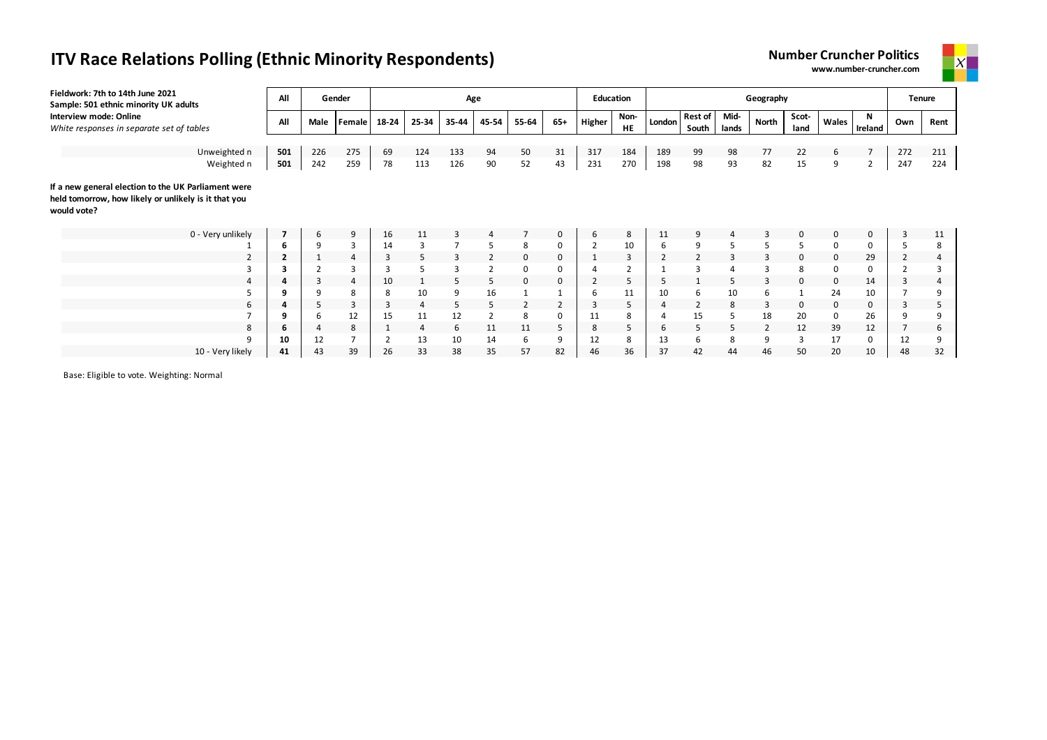# ITV Race Relations Polling (Ethnic Minority Respondents)

**Number Cruncher Politics**
**www.number-cruncher.com**

**Fieldwork: 7th to 14th June 2021**
**Sample: 501 ethnic minority UK adults**
**Interview mode: Online**
*White responses in separate set of tables*

| | All | Gender | | Age | | | | | | Education | | Geography | | | | | | | Tenure | |
|---|---|---|---|---|---|---|---|---|---|---|---|---|---|---|---|---|---|---|---|---|
| | All | Male | Female | 18-24 | 25-34 | 35-44 | 45-54 | 55-64 | 65+ | Higher | Non-HE | London | Rest of South | Mid-lands | North | Scot-land | Wales | N Ireland | Own | Rent |
| Unweighted n | **501** | 226 | 275 | 69 | 124 | 133 | 94 | 50 | 31 | 317 | 184 | 189 | 99 | 98 | 77 | 22 | 6 | 7 | 272 | 211 |
| Weighted n | **501** | 242 | 259 | 78 | 113 | 126 | 90 | 52 | 43 | 231 | 270 | 198 | 98 | 93 | 82 | 15 | 9 | 2 | 247 | 224 |

**If a new general election to the UK Parliament were held tomorrow, how likely or unlikely is it that you would vote?**

| | All | Male | Female | 18-24 | 25-34 | 35-44 | 45-54 | 55-64 | 65+ | Higher | Non-HE | London | Rest of South | Mid-lands | North | Scot-land | Wales | N Ireland | Own | Rent |
|---|---|---|---|---|---|---|---|---|---|---|---|---|---|---|---|---|---|---|---|---|
| 0 - Very unlikely | **7** | 6 | 9 | 16 | 11 | 3 | 4 | 7 | 0 | 6 | 8 | 11 | 9 | 4 | 3 | 0 | 0 | 0 | 3 | 11 |
| 1 | **6** | 9 | 3 | 14 | 3 | 7 | 5 | 8 | 0 | 2 | 10 | 6 | 9 | 5 | 5 | 5 | 0 | 0 | 5 | 8 |
| 2 | **2** | 1 | 4 | 3 | 5 | 3 | 2 | 0 | 0 | 1 | 3 | 2 | 2 | 3 | 3 | 0 | 0 | 29 | 2 | 4 |
| 3 | **3** | 2 | 3 | 3 | 5 | 3 | 2 | 0 | 0 | 4 | 2 | 1 | 3 | 4 | 3 | 8 | 0 | 0 | 2 | 3 |
| 4 | **4** | 3 | 4 | 10 | 1 | 5 | 5 | 0 | 0 | 2 | 5 | 5 | 1 | 5 | 3 | 0 | 0 | 14 | 3 | 4 |
| 5 | **9** | 9 | 8 | 8 | 10 | 9 | 16 | 1 | 1 | 6 | 11 | 10 | 6 | 10 | 6 | 1 | 24 | 10 | 7 | 9 |
| 6 | **4** | 5 | 3 | 3 | 4 | 5 | 5 | 2 | 2 | 3 | 5 | 4 | 2 | 8 | 3 | 0 | 0 | 0 | 3 | 5 |
| 7 | **9** | 6 | 12 | 15 | 11 | 12 | 2 | 8 | 0 | 11 | 8 | 4 | 15 | 5 | 18 | 20 | 0 | 26 | 9 | 9 |
| 8 | **6** | 4 | 8 | 1 | 4 | 6 | 11 | 11 | 5 | 8 | 5 | 6 | 5 | 5 | 2 | 12 | 39 | 12 | 7 | 6 |
| 9 | **10** | 12 | 7 | 2 | 13 | 10 | 14 | 6 | 9 | 12 | 8 | 13 | 6 | 8 | 9 | 3 | 17 | 0 | 12 | 9 |
| 10 - Very likely | **41** | 43 | 39 | 26 | 33 | 38 | 35 | 57 | 82 | 46 | 36 | 37 | 42 | 44 | 46 | 50 | 20 | 10 | 48 | 32 |

Base: Eligible to vote. Weighting: Normal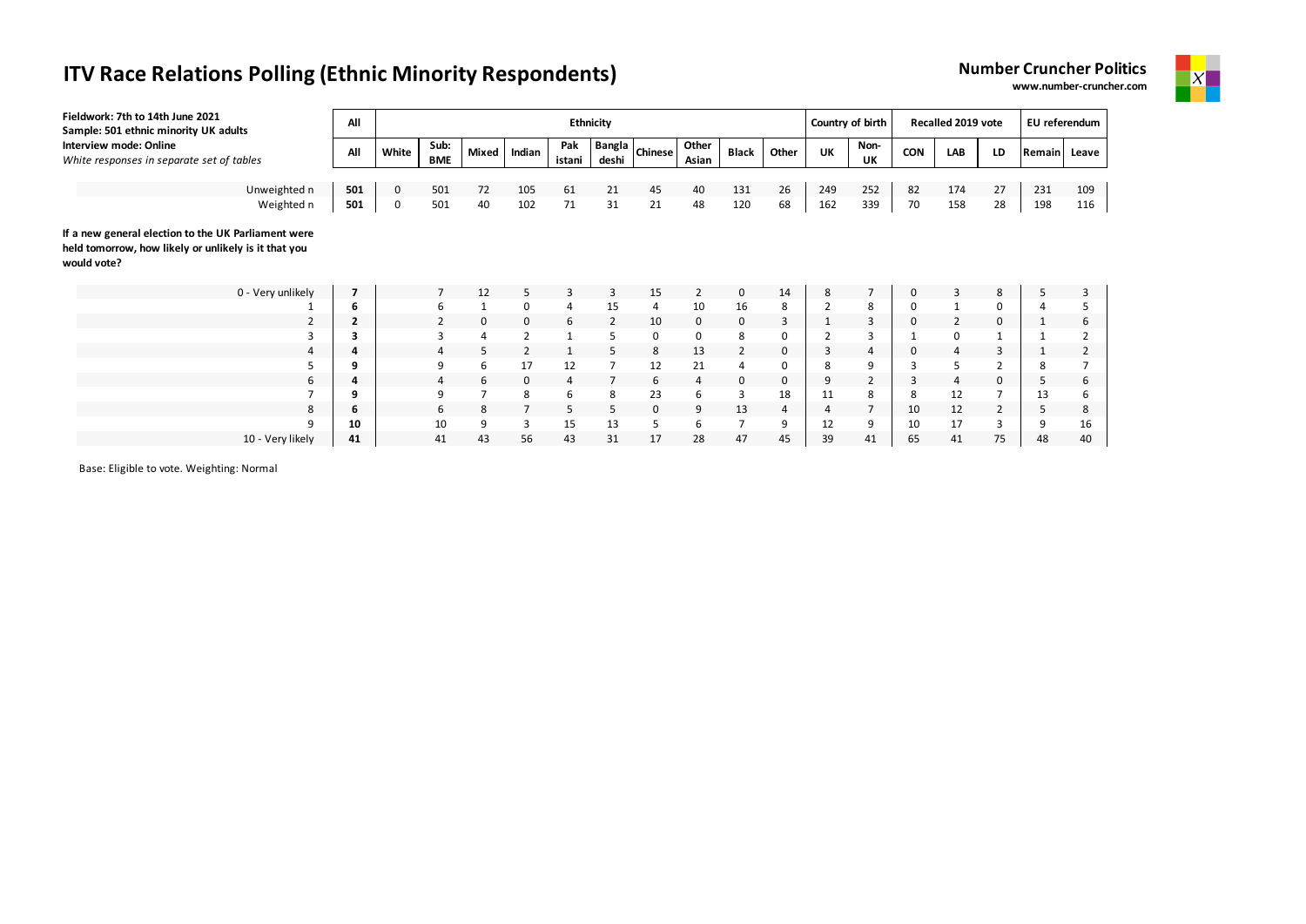# ITV Race Relations Polling (Ethnic Minority Respondents)

**Number Cruncher Politics**
**www.number-cruncher.com**

**Fieldwork: 7th to 14th June 2021**
**Sample: 501 ethnic minority UK adults**
**Interview mode: Online**
*White responses in separate set of tables*

| | All | Ethnicity | | | | | | | | | | Country of birth | | Recalled 2019 vote | | | EU referendum | |
|---|---|---|---|---|---|---|---|---|---|---|---|---|---|---|---|---|---|---|
| | All | White | Sub: BME | Mixed | Indian | Pak istani | Bangla deshi | Chinese | Other Asian | Black | Other | UK | Non-UK | CON | LAB | LD | Remain | Leave |
| Unweighted n | **501** | 0 | 501 | 72 | 105 | 61 | 21 | 45 | 40 | 131 | 26 | 249 | 252 | 82 | 174 | 27 | 231 | 109 |
| Weighted n | **501** | 0 | 501 | 40 | 102 | 71 | 31 | 21 | 48 | 120 | 68 | 162 | 339 | 70 | 158 | 28 | 198 | 116 |

**If a new general election to the UK Parliament were held tomorrow, how likely or unlikely is it that you would vote?**

| | All | White | Sub: BME | Mixed | Indian | Pak istani | Bangla deshi | Chinese | Other Asian | Black | Other | UK | Non-UK | CON | LAB | LD | Remain | Leave |
|---|---|---|---|---|---|---|---|---|---|---|---|---|---|---|---|---|---|---|
| 0 - Very unlikely | **7** | | 7 | 12 | 5 | 3 | 3 | 15 | 2 | 0 | 14 | 8 | 7 | 0 | 3 | 8 | 5 | 3 |
| 1 | **6** | | 6 | 1 | 0 | 4 | 15 | 4 | 10 | 16 | 8 | 2 | 8 | 0 | 1 | 0 | 4 | 5 |
| 2 | **2** | | 2 | 0 | 0 | 6 | 2 | 10 | 0 | 0 | 3 | 1 | 3 | 0 | 2 | 0 | 1 | 6 |
| 3 | **3** | | 3 | 4 | 2 | 1 | 5 | 0 | 0 | 8 | 0 | 2 | 3 | 1 | 0 | 1 | 1 | 2 |
| 4 | **4** | | 4 | 5 | 2 | 1 | 5 | 8 | 13 | 2 | 0 | 3 | 4 | 0 | 4 | 3 | 1 | 2 |
| 5 | **9** | | 9 | 6 | 17 | 12 | 7 | 12 | 21 | 4 | 0 | 8 | 9 | 3 | 5 | 2 | 8 | 7 |
| 6 | **4** | | 4 | 6 | 0 | 4 | 7 | 6 | 4 | 0 | 0 | 9 | 2 | 3 | 4 | 0 | 5 | 6 |
| 7 | **9** | | 9 | 7 | 8 | 6 | 8 | 23 | 6 | 3 | 18 | 11 | 8 | 8 | 12 | 7 | 13 | 6 |
| 8 | **6** | | 6 | 8 | 7 | 5 | 5 | 0 | 9 | 13 | 4 | 4 | 7 | 10 | 12 | 2 | 5 | 8 |
| 9 | **10** | | 10 | 9 | 3 | 15 | 13 | 5 | 6 | 7 | 9 | 12 | 9 | 10 | 17 | 3 | 9 | 16 |
| 10 - Very likely | **41** | | 41 | 43 | 56 | 43 | 31 | 17 | 28 | 47 | 45 | 39 | 41 | 65 | 41 | 75 | 48 | 40 |

Base: Eligible to vote. Weighting: Normal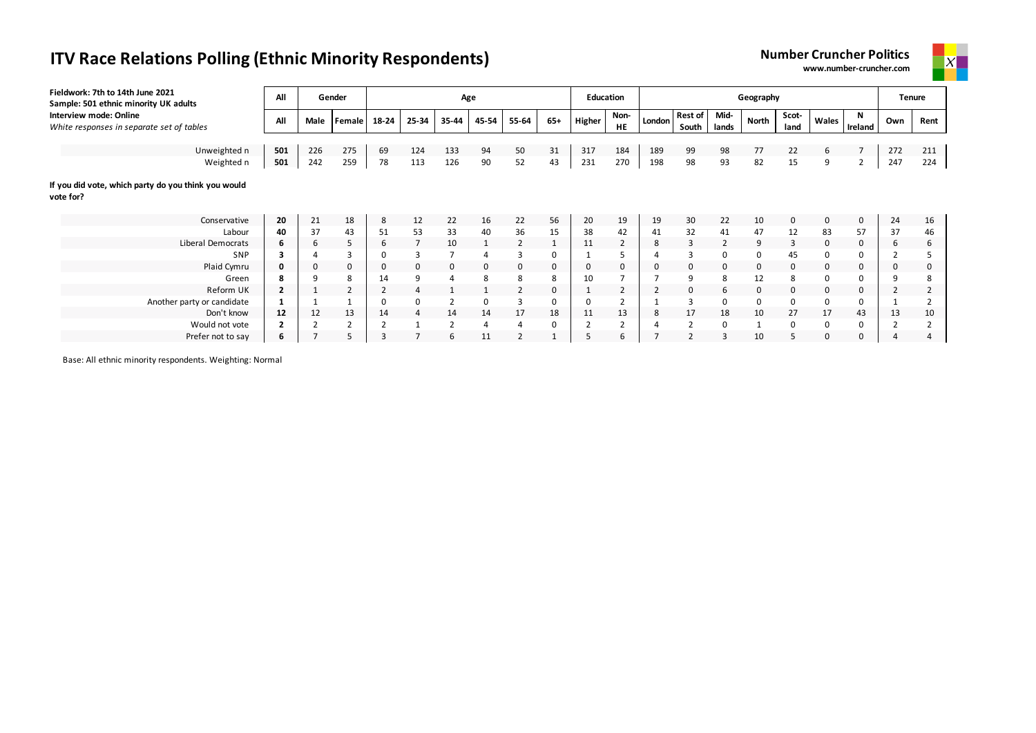# ITV Race Relations Polling (Ethnic Minority Respondents)

**Number Cruncher Politics**
**www.number-cruncher.com**

**Fieldwork: 7th to 14th June 2021**
**Sample: 501 ethnic minority UK adults**
**Interview mode: Online**
*White responses in separate set of tables*

| | All | Gender | | Age | | | | | | Education | | Geography | | | | | | | Tenure | |
|---|---|---|---|---|---|---|---|---|---|---|---|---|---|---|---|---|---|---|---|---|
| | All | Male | Female | 18-24 | 25-34 | 35-44 | 45-54 | 55-64 | 65+ | Higher | Non-HE | London | Rest of South | Mid-lands | North | Scot-land | Wales | N Ireland | Own | Rent |
| Unweighted n | **501** | 226 | 275 | 69 | 124 | 133 | 94 | 50 | 31 | 317 | 184 | 189 | 99 | 98 | 77 | 22 | 6 | 7 | 272 | 211 |
| Weighted n | **501** | 242 | 259 | 78 | 113 | 126 | 90 | 52 | 43 | 231 | 270 | 198 | 98 | 93 | 82 | 15 | 9 | 2 | 247 | 224 |
| **If you did vote, which party do you think you would vote for?** | | | | | | | | | | | | | | | | | | | | |
| Conservative | **20** | 21 | 18 | 8 | 12 | 22 | 16 | 22 | 56 | 20 | 19 | 19 | 30 | 22 | 10 | 0 | 0 | 0 | 24 | 16 |
| Labour | **40** | 37 | 43 | 51 | 53 | 33 | 40 | 36 | 15 | 38 | 42 | 41 | 32 | 41 | 47 | 12 | 83 | 57 | 37 | 46 |
| Liberal Democrats | **6** | 6 | 5 | 6 | 7 | 10 | 1 | 2 | 1 | 11 | 2 | 8 | 3 | 2 | 9 | 3 | 0 | 0 | 6 | 6 |
| SNP | **3** | 4 | 3 | 0 | 3 | 7 | 4 | 3 | 0 | 1 | 5 | 4 | 3 | 0 | 0 | 45 | 0 | 0 | 2 | 5 |
| Plaid Cymru | **0** | 0 | 0 | 0 | 0 | 0 | 0 | 0 | 0 | 0 | 0 | 0 | 0 | 0 | 0 | 0 | 0 | 0 | 0 | 0 |
| Green | **8** | 9 | 8 | 14 | 9 | 4 | 8 | 8 | 8 | 10 | 7 | 7 | 9 | 8 | 12 | 8 | 0 | 0 | 9 | 8 |
| Reform UK | **2** | 1 | 2 | 2 | 4 | 1 | 1 | 2 | 0 | 1 | 2 | 2 | 0 | 6 | 0 | 0 | 0 | 0 | 2 | 2 |
| Another party or candidate | **1** | 1 | 1 | 0 | 0 | 2 | 0 | 3 | 0 | 0 | 2 | 1 | 3 | 0 | 0 | 0 | 0 | 0 | 1 | 2 |
| Don't know | **12** | 12 | 13 | 14 | 4 | 14 | 14 | 17 | 18 | 11 | 13 | 8 | 17 | 18 | 10 | 27 | 17 | 43 | 13 | 10 |
| Would not vote | **2** | 2 | 2 | 2 | 1 | 2 | 4 | 4 | 0 | 2 | 2 | 4 | 2 | 0 | 1 | 0 | 0 | 0 | 2 | 2 |
| Prefer not to say | **6** | 7 | 5 | 3 | 7 | 6 | 11 | 2 | 1 | 5 | 6 | 7 | 2 | 3 | 10 | 5 | 0 | 0 | 4 | 4 |

Base: All ethnic minority respondents. Weighting: Normal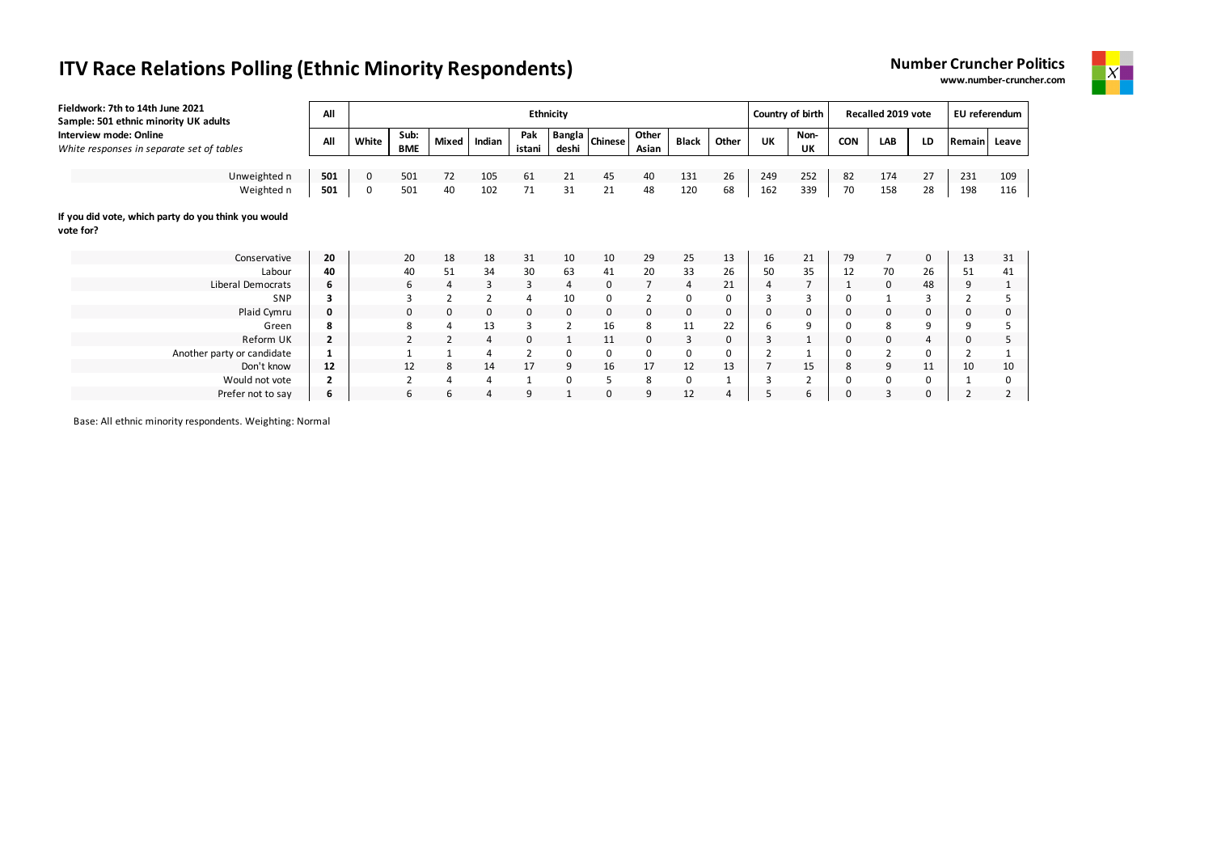# ITV Race Relations Polling (Ethnic Minority Respondents)

**Number Cruncher Politics**
**www.number-cruncher.com**

**Fieldwork: 7th to 14th June 2021**
**Sample: 501 ethnic minority UK adults**
**Interview mode: Online**
*White responses in separate set of tables*

| | All | Ethnicity | | | | | | | | | | Country of birth | | Recalled 2019 vote | | | EU referendum | |
|---|---|---|---|---|---|---|---|---|---|---|---|---|---|---|---|---|---|---|
| | All | White | Sub: BME | Mixed | Indian | Pakistani | Bangladeshi | Chinese | Other Asian | Black | Other | UK | Non-UK | CON | LAB | LD | Remain | Leave |
| Unweighted n | **501** | 0 | 501 | 72 | 105 | 61 | 21 | 45 | 40 | 131 | 26 | 249 | 252 | 82 | 174 | 27 | 231 | 109 |
| Weighted n | **501** | 0 | 501 | 40 | 102 | 71 | 31 | 21 | 48 | 120 | 68 | 162 | 339 | 70 | 158 | 28 | 198 | 116 |

**If you did vote, which party do you think you would vote for?**

| | All | White | Sub: BME | Mixed | Indian | Pakistani | Bangladeshi | Chinese | Other Asian | Black | Other | UK | Non-UK | CON | LAB | LD | Remain | Leave |
|---|---|---|---|---|---|---|---|---|---|---|---|---|---|---|---|---|---|---|
| Conservative | **20** | | 20 | 18 | 18 | 31 | 10 | 10 | 29 | 25 | 13 | 16 | 21 | 79 | 7 | 0 | 13 | 31 |
| Labour | **40** | | 40 | 51 | 34 | 30 | 63 | 41 | 20 | 33 | 26 | 50 | 35 | 12 | 70 | 26 | 51 | 41 |
| Liberal Democrats | **6** | | 6 | 4 | 3 | 3 | 4 | 0 | 7 | 4 | 21 | 4 | 7 | 1 | 0 | 48 | 9 | 1 |
| SNP | **3** | | 3 | 2 | 2 | 4 | 10 | 0 | 2 | 0 | 0 | 3 | 3 | 0 | 1 | 3 | 2 | 5 |
| Plaid Cymru | **0** | | 0 | 0 | 0 | 0 | 0 | 0 | 0 | 0 | 0 | 0 | 0 | 0 | 0 | 0 | 0 | 0 |
| Green | **8** | | 8 | 4 | 13 | 3 | 2 | 16 | 8 | 11 | 22 | 6 | 9 | 0 | 8 | 9 | 9 | 5 |
| Reform UK | **2** | | 2 | 2 | 4 | 0 | 1 | 11 | 0 | 3 | 0 | 3 | 1 | 0 | 0 | 4 | 0 | 5 |
| Another party or candidate | **1** | | 1 | 1 | 4 | 2 | 0 | 0 | 0 | 0 | 0 | 2 | 1 | 0 | 2 | 0 | 2 | 1 |
| Don't know | **12** | | 12 | 8 | 14 | 17 | 9 | 16 | 17 | 12 | 13 | 7 | 15 | 8 | 9 | 11 | 10 | 10 |
| Would not vote | **2** | | 2 | 4 | 4 | 1 | 0 | 5 | 8 | 0 | 1 | 3 | 2 | 0 | 0 | 0 | 1 | 0 |
| Prefer not to say | **6** | | 6 | 6 | 4 | 9 | 1 | 0 | 9 | 12 | 4 | 5 | 6 | 0 | 3 | 0 | 2 | 2 |

Base: All ethnic minority respondents. Weighting: Normal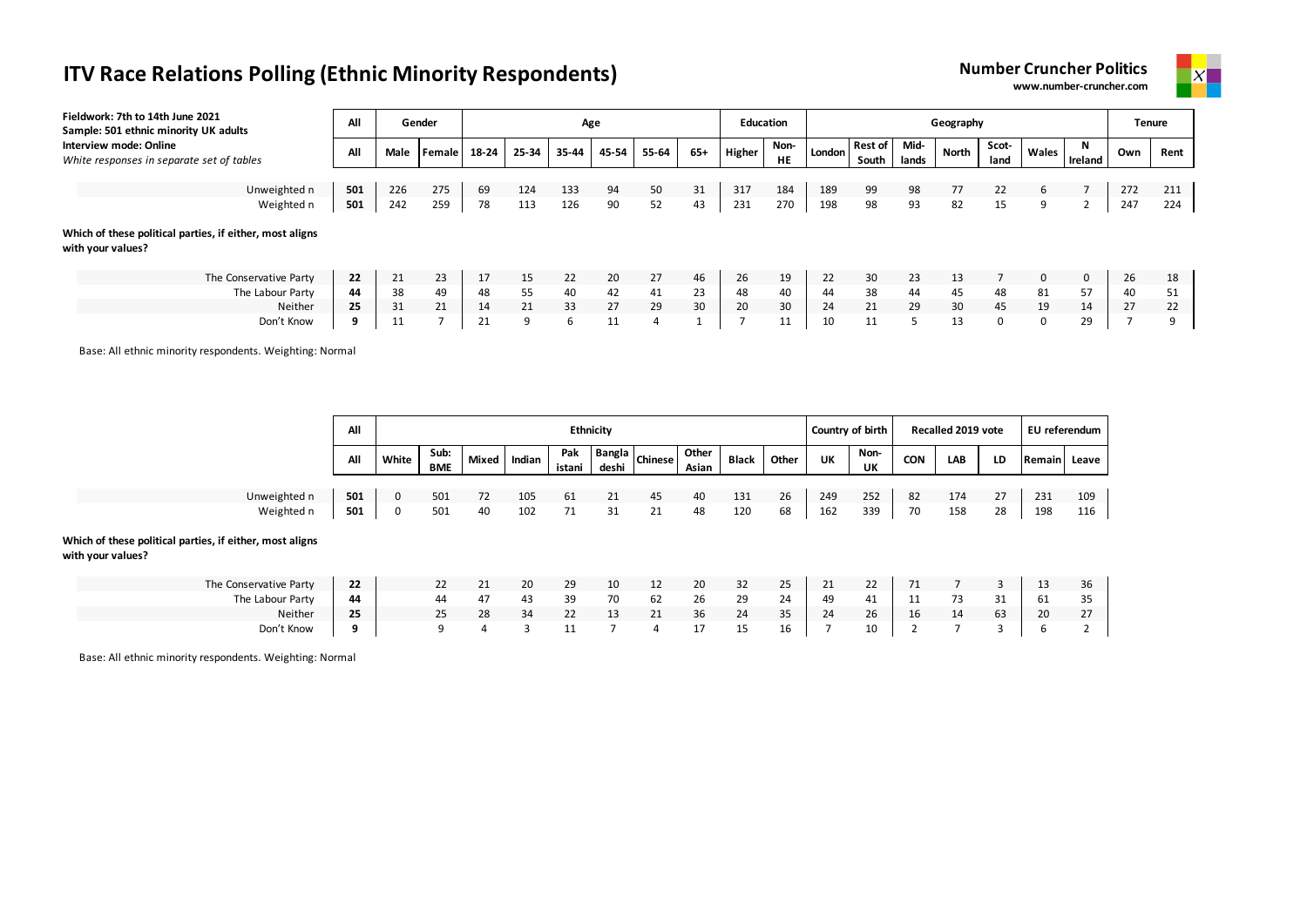# ITV Race Relations Polling (Ethnic Minority Respondents)

**Number Cruncher Politics**
**www.number-cruncher.com**

**Fieldwork: 7th to 14th June 2021**
**Sample: 501 ethnic minority UK adults**
**Interview mode: Online**
*White responses in separate set of tables*

| | All | Gender | | Age | | | | | | Education | | Geography | | | | | | | Tenure | |
|---|---|---|---|---|---|---|---|---|---|---|---|---|---|---|---|---|---|---|---|---|
| | All | Male | Female | 18-24 | 25-34 | 35-44 | 45-54 | 55-64 | 65+ | Higher | Non-HE | London | Rest of South | Mid-lands | North | Scot-land | Wales | N Ireland | Own | Rent |
| Unweighted n | **501** | 226 | 275 | 69 | 124 | 133 | 94 | 50 | 31 | 317 | 184 | 189 | 99 | 98 | 77 | 22 | 6 | 7 | 272 | 211 |
| Weighted n | **501** | 242 | 259 | 78 | 113 | 126 | 90 | 52 | 43 | 231 | 270 | 198 | 98 | 93 | 82 | 15 | 9 | 2 | 247 | 224 |

**Which of these political parties, if either, most aligns with your values?**

| | All | Male | Female | 18-24 | 25-34 | 35-44 | 45-54 | 55-64 | 65+ | Higher | Non-HE | London | Rest of South | Mid-lands | North | Scot-land | Wales | N Ireland | Own | Rent |
|---|---|---|---|---|---|---|---|---|---|---|---|---|---|---|---|---|---|---|---|---|
| The Conservative Party | **22** | 21 | 23 | 17 | 15 | 22 | 20 | 27 | 46 | 26 | 19 | 22 | 30 | 23 | 13 | 7 | 0 | 0 | 26 | 18 |
| The Labour Party | **44** | 38 | 49 | 48 | 55 | 40 | 42 | 41 | 23 | 48 | 40 | 44 | 38 | 44 | 45 | 48 | 81 | 57 | 40 | 51 |
| Neither | **25** | 31 | 21 | 14 | 21 | 33 | 27 | 29 | 30 | 20 | 30 | 24 | 21 | 29 | 30 | 45 | 19 | 14 | 27 | 22 |
| Don't Know | **9** | 11 | 7 | 21 | 9 | 6 | 11 | 4 | 1 | 7 | 11 | 10 | 11 | 5 | 13 | 0 | 0 | 29 | 7 | 9 |

Base: All ethnic minority respondents. Weighting: Normal

| | All | Ethnicity | | | | | | | | | | Country of birth | | Recalled 2019 vote | | | EU referendum | |
|---|---|---|---|---|---|---|---|---|---|---|---|---|---|---|---|---|---|---|
| | All | White | Sub: BME | Mixed | Indian | Pakistani | Bangladeshi | Chinese | Other Asian | Black | Other | UK | Non-UK | CON | LAB | LD | Remain | Leave |
| Unweighted n | **501** | 0 | 501 | 72 | 105 | 61 | 21 | 45 | 40 | 131 | 26 | 249 | 252 | 82 | 174 | 27 | 231 | 109 |
| Weighted n | **501** | 0 | 501 | 40 | 102 | 71 | 31 | 21 | 48 | 120 | 68 | 162 | 339 | 70 | 158 | 28 | 198 | 116 |

**Which of these political parties, if either, most aligns with your values?**

| | All | White | Sub: BME | Mixed | Indian | Pakistani | Bangladeshi | Chinese | Other Asian | Black | Other | UK | Non-UK | CON | LAB | LD | Remain | Leave |
|---|---|---|---|---|---|---|---|---|---|---|---|---|---|---|---|---|---|---|
| The Conservative Party | **22** | | 22 | 21 | 20 | 29 | 10 | 12 | 20 | 32 | 25 | 21 | 22 | 71 | 7 | 3 | 13 | 36 |
| The Labour Party | **44** | | 44 | 47 | 43 | 39 | 70 | 62 | 26 | 29 | 24 | 49 | 41 | 11 | 73 | 31 | 61 | 35 |
| Neither | **25** | | 25 | 28 | 34 | 22 | 13 | 21 | 36 | 24 | 35 | 24 | 26 | 16 | 14 | 63 | 20 | 27 |
| Don't Know | **9** | | 9 | 4 | 3 | 11 | 7 | 4 | 17 | 15 | 16 | 7 | 10 | 2 | 7 | 3 | 6 | 2 |

Base: All ethnic minority respondents. Weighting: Normal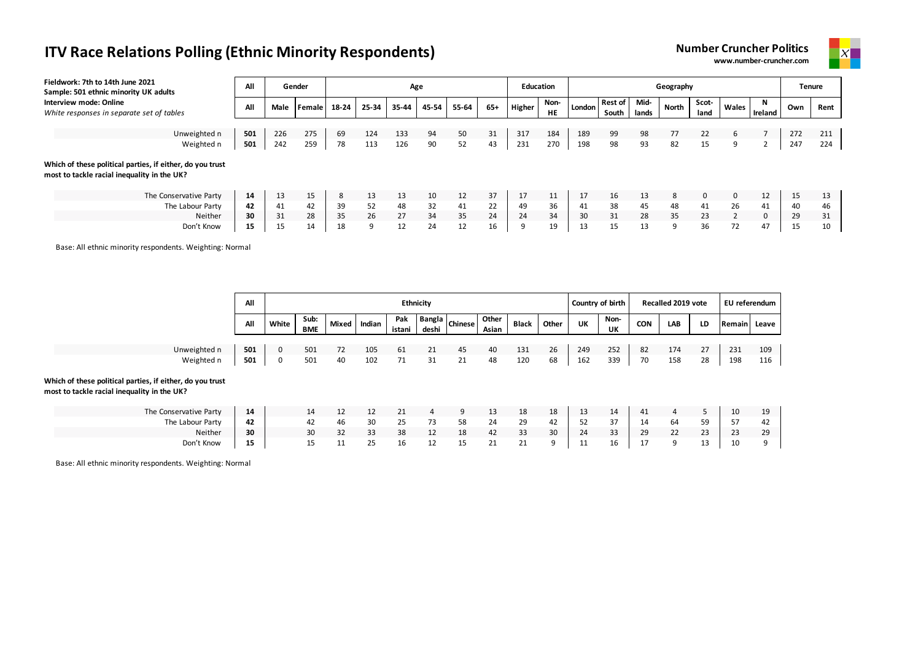# ITV Race Relations Polling (Ethnic Minority Respondents)

**Number Cruncher Politics**
**www.number-cruncher.com**

**Fieldwork: 7th to 14th June 2021**
**Sample: 501 ethnic minority UK adults**
**Interview mode: Online**
*White responses in separate set of tables*

| | All | Gender | | Age | | | | | | Education | | Geography | | | | | | | Tenure | |
|---|---|---|---|---|---|---|---|---|---|---|---|---|---|---|---|---|---|---|---|---|
| | All | Male | Female | 18-24 | 25-34 | 35-44 | 45-54 | 55-64 | 65+ | Higher | Non-HE | London | Rest of South | Mid-lands | North | Scot-land | Wales | N Ireland | Own | Rent |
| Unweighted n | 501 | 226 | 275 | 69 | 124 | 133 | 94 | 50 | 31 | 317 | 184 | 189 | 99 | 98 | 77 | 22 | 6 | 7 | 272 | 211 |
| Weighted n | 501 | 242 | 259 | 78 | 113 | 126 | 90 | 52 | 43 | 231 | 270 | 198 | 98 | 93 | 82 | 15 | 9 | 2 | 247 | 224 |

**Which of these political parties, if either, do you trust most to tackle racial inequality in the UK?**

| | All | Male | Female | 18-24 | 25-34 | 35-44 | 45-54 | 55-64 | 65+ | Higher | Non-HE | London | Rest of South | Mid-lands | North | Scot-land | Wales | N Ireland | Own | Rent |
|---|---|---|---|---|---|---|---|---|---|---|---|---|---|---|---|---|---|---|---|---|
| The Conservative Party | 14 | 13 | 15 | 8 | 13 | 13 | 10 | 12 | 37 | 17 | 11 | 17 | 16 | 13 | 8 | 0 | 0 | 12 | 15 | 13 |
| The Labour Party | 42 | 41 | 42 | 39 | 52 | 48 | 32 | 41 | 22 | 49 | 36 | 41 | 38 | 45 | 48 | 41 | 26 | 41 | 40 | 46 |
| Neither | 30 | 31 | 28 | 35 | 26 | 27 | 34 | 35 | 24 | 24 | 34 | 30 | 31 | 28 | 35 | 23 | 2 | 0 | 29 | 31 |
| Don't Know | 15 | 15 | 14 | 18 | 9 | 12 | 24 | 12 | 16 | 9 | 19 | 13 | 15 | 13 | 9 | 36 | 72 | 47 | 15 | 10 |

Base: All ethnic minority respondents. Weighting: Normal

| | All | Ethnicity | | | | | | | | | | Country of birth | | Recalled 2019 vote | | | EU referendum | |
|---|---|---|---|---|---|---|---|---|---|---|---|---|---|---|---|---|---|---|
| | All | White | Sub: BME | Mixed | Indian | Pak istani | Bangla deshi | Chinese | Other Asian | Black | Other | UK | Non-UK | CON | LAB | LD | Remain | Leave |
| Unweighted n | 501 | 0 | 501 | 72 | 105 | 61 | 21 | 45 | 40 | 131 | 26 | 249 | 252 | 82 | 174 | 27 | 231 | 109 |
| Weighted n | 501 | 0 | 501 | 40 | 102 | 71 | 31 | 21 | 48 | 120 | 68 | 162 | 339 | 70 | 158 | 28 | 198 | 116 |

**Which of these political parties, if either, do you trust most to tackle racial inequality in the UK?**

| | All | White | Sub: BME | Mixed | Indian | Pak istani | Bangla deshi | Chinese | Other Asian | Black | Other | UK | Non-UK | CON | LAB | LD | Remain | Leave |
|---|---|---|---|---|---|---|---|---|---|---|---|---|---|---|---|---|---|---|
| The Conservative Party | 14 | | 14 | 12 | 12 | 21 | 4 | 9 | 13 | 18 | 18 | 13 | 14 | 41 | 4 | 5 | 10 | 19 |
| The Labour Party | 42 | | 42 | 46 | 30 | 25 | 73 | 58 | 24 | 29 | 42 | 52 | 37 | 14 | 64 | 59 | 57 | 42 |
| Neither | 30 | | 30 | 32 | 33 | 38 | 12 | 18 | 42 | 33 | 30 | 24 | 33 | 29 | 22 | 23 | 23 | 29 |
| Don't Know | 15 | | 15 | 11 | 25 | 16 | 12 | 15 | 21 | 21 | 9 | 11 | 16 | 17 | 9 | 13 | 10 | 9 |

Base: All ethnic minority respondents. Weighting: Normal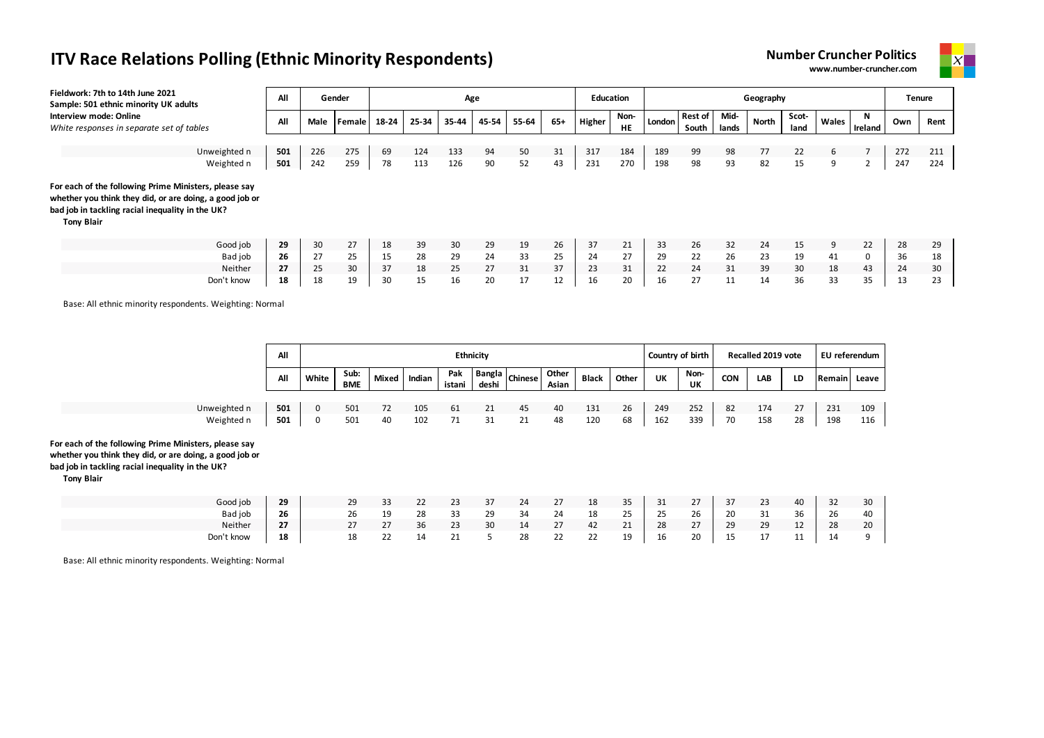# ITV Race Relations Polling (Ethnic Minority Respondents)

**Number Cruncher Politics**
**www.number-cruncher.com**

**Fieldwork: 7th to 14th June 2021**
**Sample: 501 ethnic minority UK adults**
**Interview mode: Online**
*White responses in separate set of tables*

| | All | Gender | | Age | | | | | | Education | | Geography | | | | | | | Tenure | |
|---|---|---|---|---|---|---|---|---|---|---|---|---|---|---|---|---|---|---|---|---|
| | All | Male | Female | 18-24 | 25-34 | 35-44 | 45-54 | 55-64 | 65+ | Higher | Non-HE | London | Rest of South | Mid-lands | North | Scot-land | Wales | N Ireland | Own | Rent |
| Unweighted n | 501 | 226 | 275 | 69 | 124 | 133 | 94 | 50 | 31 | 317 | 184 | 189 | 99 | 98 | 77 | 22 | 6 | 7 | 272 | 211 |
| Weighted n | 501 | 242 | 259 | 78 | 113 | 126 | 90 | 52 | 43 | 231 | 270 | 198 | 98 | 93 | 82 | 15 | 9 | 2 | 247 | 224 |

**For each of the following Prime Ministers, please say whether you think they did, or are doing, a good job or bad job in tackling racial inequality in the UK?**
**Tony Blair**

| | All | Male | Female | 18-24 | 25-34 | 35-44 | 45-54 | 55-64 | 65+ | Higher | Non-HE | London | Rest of South | Mid-lands | North | Scot-land | Wales | N Ireland | Own | Rent |
|---|---|---|---|---|---|---|---|---|---|---|---|---|---|---|---|---|---|---|---|---|
| Good job | 29 | 30 | 27 | 18 | 39 | 30 | 29 | 19 | 26 | 37 | 21 | 33 | 26 | 32 | 24 | 15 | 9 | 22 | 28 | 29 |
| Bad job | 26 | 27 | 25 | 15 | 28 | 29 | 24 | 33 | 25 | 24 | 27 | 29 | 22 | 26 | 23 | 19 | 41 | 0 | 36 | 18 |
| Neither | 27 | 25 | 30 | 37 | 18 | 25 | 27 | 31 | 37 | 23 | 31 | 22 | 24 | 31 | 39 | 30 | 18 | 43 | 24 | 30 |
| Don't know | 18 | 18 | 19 | 30 | 15 | 16 | 20 | 17 | 12 | 16 | 20 | 16 | 27 | 11 | 14 | 36 | 33 | 35 | 13 | 23 |

Base: All ethnic minority respondents. Weighting: Normal

| | All | Ethnicity | | | | | | | | | | Country of birth | | Recalled 2019 vote | | | EU referendum | |
|---|---|---|---|---|---|---|---|---|---|---|---|---|---|---|---|---|---|---|
| | All | White | Sub: BME | Mixed | Indian | Pak istani | Bangla deshi | Chinese | Other Asian | Black | Other | UK | Non-UK | CON | LAB | LD | Remain | Leave |
| Unweighted n | 501 | 0 | 501 | 72 | 105 | 61 | 21 | 45 | 40 | 131 | 26 | 249 | 252 | 82 | 174 | 27 | 231 | 109 |
| Weighted n | 501 | 0 | 501 | 40 | 102 | 71 | 31 | 21 | 48 | 120 | 68 | 162 | 339 | 70 | 158 | 28 | 198 | 116 |

**For each of the following Prime Ministers, please say whether you think they did, or are doing, a good job or bad job in tackling racial inequality in the UK?**
**Tony Blair**

| | All | White | Sub: BME | Mixed | Indian | Pak istani | Bangla deshi | Chinese | Other Asian | Black | Other | UK | Non-UK | CON | LAB | LD | Remain | Leave |
|---|---|---|---|---|---|---|---|---|---|---|---|---|---|---|---|---|---|---|
| Good job | 29 | | 29 | 33 | 22 | 23 | 37 | 24 | 27 | 18 | 35 | 31 | 27 | 37 | 23 | 40 | 32 | 30 |
| Bad job | 26 | | 26 | 19 | 28 | 33 | 29 | 34 | 24 | 18 | 25 | 25 | 26 | 20 | 31 | 36 | 26 | 40 |
| Neither | 27 | | 27 | 27 | 36 | 23 | 30 | 14 | 27 | 42 | 21 | 28 | 27 | 29 | 29 | 12 | 28 | 20 |
| Don't know | 18 | | 18 | 22 | 14 | 21 | 5 | 28 | 22 | 22 | 19 | 16 | 20 | 15 | 17 | 11 | 14 | 9 |

Base: All ethnic minority respondents. Weighting: Normal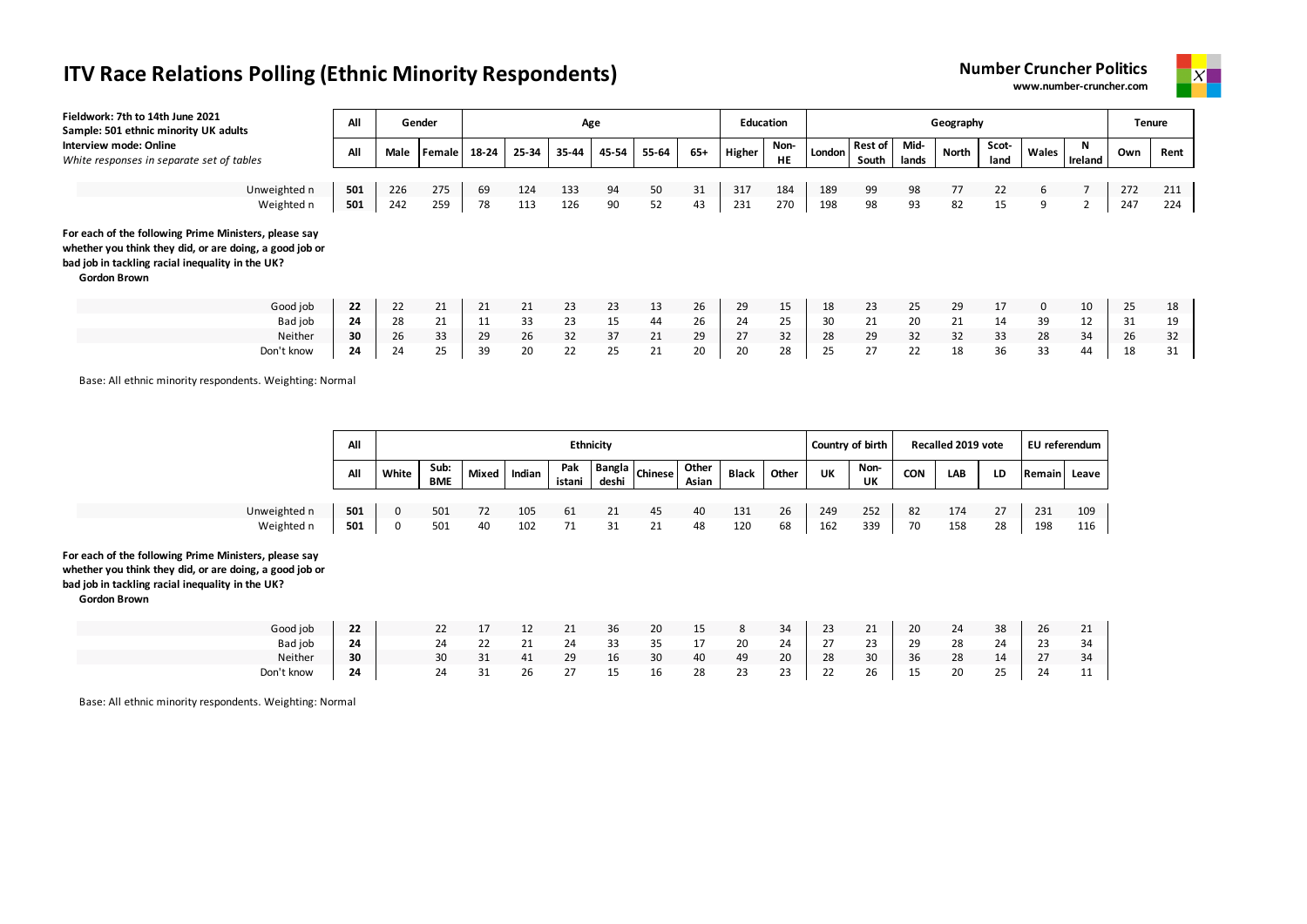# ITV Race Relations Polling (Ethnic Minority Respondents)

**Number Cruncher Politics**
**www.number-cruncher.com**

**Fieldwork: 7th to 14th June 2021**
**Sample: 501 ethnic minority UK adults**
**Interview mode: Online**
*White responses in separate set of tables*

| | All | Gender | | Age | | | | | | Education | | Geography | | | | | | | Tenure | |
|---|---|---|---|---|---|---|---|---|---|---|---|---|---|---|---|---|---|---|---|---|
| | All | Male | Female | 18-24 | 25-34 | 35-44 | 45-54 | 55-64 | 65+ | Higher | Non-HE | London | Rest of South | Mid-lands | North | Scot-land | Wales | N Ireland | Own | Rent |
| Unweighted n | **501** | 226 | 275 | 69 | 124 | 133 | 94 | 50 | 31 | 317 | 184 | 189 | 99 | 98 | 77 | 22 | 6 | 7 | 272 | 211 |
| Weighted n | **501** | 242 | 259 | 78 | 113 | 126 | 90 | 52 | 43 | 231 | 270 | 198 | 98 | 93 | 82 | 15 | 9 | 2 | 247 | 224 |

**For each of the following Prime Ministers, please say whether you think they did, or are doing, a good job or bad job in tackling racial inequality in the UK?**
**Gordon Brown**

| | All | Male | Female | 18-24 | 25-34 | 35-44 | 45-54 | 55-64 | 65+ | Higher | Non-HE | London | Rest of South | Mid-lands | North | Scot-land | Wales | N Ireland | Own | Rent |
|---|---|---|---|---|---|---|---|---|---|---|---|---|---|---|---|---|---|---|---|---|
| Good job | **22** | 22 | 21 | 21 | 21 | 23 | 23 | 13 | 26 | 29 | 15 | 18 | 23 | 25 | 29 | 17 | 0 | 10 | 25 | 18 |
| Bad job | **24** | 28 | 21 | 11 | 33 | 23 | 15 | 44 | 26 | 24 | 25 | 30 | 21 | 20 | 21 | 14 | 39 | 12 | 31 | 19 |
| Neither | **30** | 26 | 33 | 29 | 26 | 32 | 37 | 21 | 29 | 27 | 32 | 28 | 29 | 32 | 32 | 33 | 28 | 34 | 26 | 32 |
| Don't know | **24** | 24 | 25 | 39 | 20 | 22 | 25 | 21 | 20 | 20 | 28 | 25 | 27 | 22 | 18 | 36 | 33 | 44 | 18 | 31 |

Base: All ethnic minority respondents. Weighting: Normal

| | All | Ethnicity | | | | | | | | | | Country of birth | | Recalled 2019 vote | | | EU referendum | |
|---|---|---|---|---|---|---|---|---|---|---|---|---|---|---|---|---|---|---|
| | All | White | Sub: BME | Mixed | Indian | Pak istani | Bangla deshi | Chinese | Other Asian | Black | Other | UK | Non-UK | CON | LAB | LD | Remain | Leave |
| Unweighted n | **501** | 0 | 501 | 72 | 105 | 61 | 21 | 45 | 40 | 131 | 26 | 249 | 252 | 82 | 174 | 27 | 231 | 109 |
| Weighted n | **501** | 0 | 501 | 40 | 102 | 71 | 31 | 21 | 48 | 120 | 68 | 162 | 339 | 70 | 158 | 28 | 198 | 116 |

**For each of the following Prime Ministers, please say whether you think they did, or are doing, a good job or bad job in tackling racial inequality in the UK?**
**Gordon Brown**

| | All | White | Sub: BME | Mixed | Indian | Pak istani | Bangla deshi | Chinese | Other Asian | Black | Other | UK | Non-UK | CON | LAB | LD | Remain | Leave |
|---|---|---|---|---|---|---|---|---|---|---|---|---|---|---|---|---|---|---|
| Good job | **22** | | 22 | 17 | 12 | 21 | 36 | 20 | 15 | 8 | 34 | 23 | 21 | 20 | 24 | 38 | 26 | 21 |
| Bad job | **24** | | 24 | 22 | 21 | 24 | 33 | 35 | 17 | 20 | 24 | 27 | 23 | 29 | 28 | 24 | 23 | 34 |
| Neither | **30** | | 30 | 31 | 41 | 29 | 16 | 30 | 40 | 49 | 20 | 28 | 30 | 36 | 28 | 14 | 27 | 34 |
| Don't know | **24** | | 24 | 31 | 26 | 27 | 15 | 16 | 28 | 23 | 23 | 22 | 26 | 15 | 20 | 25 | 24 | 11 |

Base: All ethnic minority respondents. Weighting: Normal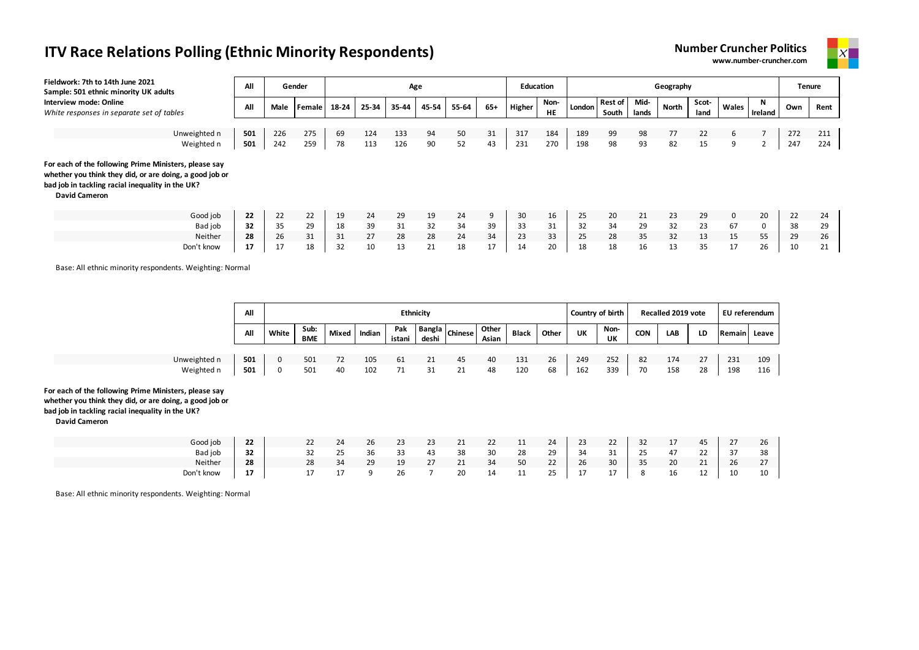# ITV Race Relations Polling (Ethnic Minority Respondents)

**Number Cruncher Politics**
**www.number-cruncher.com**

**Fieldwork: 7th to 14th June 2021**
**Sample: 501 ethnic minority UK adults**
**Interview mode: Online**
*White responses in separate set of tables*

| | All | Gender | | Age | | | | | | Education | | Geography | | | | | | | Tenure | |
|---|---|---|---|---|---|---|---|---|---|---|---|---|---|---|---|---|---|---|---|---|
| | All | Male | Female | 18-24 | 25-34 | 35-44 | 45-54 | 55-64 | 65+ | Higher | Non-HE | London | Rest of South | Mid-lands | North | Scot-land | Wales | N Ireland | Own | Rent |
| Unweighted n | **501** | 226 | 275 | 69 | 124 | 133 | 94 | 50 | 31 | 317 | 184 | 189 | 99 | 98 | 77 | 22 | 6 | 7 | 272 | 211 |
| Weighted n | **501** | 242 | 259 | 78 | 113 | 126 | 90 | 52 | 43 | 231 | 270 | 198 | 98 | 93 | 82 | 15 | 9 | 2 | 247 | 224 |

**For each of the following Prime Ministers, please say whether you think they did, or are doing, a good job or bad job in tackling racial inequality in the UK?**
**David Cameron**

| | All | Male | Female | 18-24 | 25-34 | 35-44 | 45-54 | 55-64 | 65+ | Higher | Non-HE | London | Rest of South | Mid-lands | North | Scot-land | Wales | N Ireland | Own | Rent |
|---|---|---|---|---|---|---|---|---|---|---|---|---|---|---|---|---|---|---|---|---|
| Good job | **22** | 22 | 22 | 19 | 24 | 29 | 19 | 24 | 9 | 30 | 16 | 25 | 20 | 21 | 23 | 29 | 0 | 20 | 22 | 24 |
| Bad job | **32** | 35 | 29 | 18 | 39 | 31 | 32 | 34 | 39 | 33 | 31 | 32 | 34 | 29 | 32 | 23 | 67 | 0 | 38 | 29 |
| Neither | **28** | 26 | 31 | 31 | 27 | 28 | 28 | 24 | 34 | 23 | 33 | 25 | 28 | 35 | 32 | 13 | 15 | 55 | 29 | 26 |
| Don't know | **17** | 17 | 18 | 32 | 10 | 13 | 21 | 18 | 17 | 14 | 20 | 18 | 18 | 16 | 13 | 35 | 17 | 26 | 10 | 21 |

Base: All ethnic minority respondents. Weighting: Normal

| | All | Ethnicity | | | | | | | | | | Country of birth | | Recalled 2019 vote | | | EU referendum | |
|---|---|---|---|---|---|---|---|---|---|---|---|---|---|---|---|---|---|---|
| | All | White | Sub: BME | Mixed | Indian | Pak istani | Bangla deshi | Chinese | Other Asian | Black | Other | UK | Non-UK | CON | LAB | LD | Remain | Leave |
| Unweighted n | **501** | 0 | 501 | 72 | 105 | 61 | 21 | 45 | 40 | 131 | 26 | 249 | 252 | 82 | 174 | 27 | 231 | 109 |
| Weighted n | **501** | 0 | 501 | 40 | 102 | 71 | 31 | 21 | 48 | 120 | 68 | 162 | 339 | 70 | 158 | 28 | 198 | 116 |

**For each of the following Prime Ministers, please say whether you think they did, or are doing, a good job or bad job in tackling racial inequality in the UK?**
**David Cameron**

| | All | White | Sub: BME | Mixed | Indian | Pak istani | Bangla deshi | Chinese | Other Asian | Black | Other | UK | Non-UK | CON | LAB | LD | Remain | Leave |
|---|---|---|---|---|---|---|---|---|---|---|---|---|---|---|---|---|---|---|
| Good job | **22** | | 22 | 24 | 26 | 23 | 23 | 21 | 22 | 11 | 24 | 23 | 22 | 32 | 17 | 45 | 27 | 26 |
| Bad job | **32** | | 32 | 25 | 36 | 33 | 43 | 38 | 30 | 28 | 29 | 34 | 31 | 25 | 47 | 22 | 37 | 38 |
| Neither | **28** | | 28 | 34 | 29 | 19 | 27 | 21 | 34 | 50 | 22 | 26 | 30 | 35 | 20 | 21 | 26 | 27 |
| Don't know | **17** | | 17 | 17 | 9 | 26 | 7 | 20 | 14 | 11 | 25 | 17 | 17 | 8 | 16 | 12 | 10 | 10 |

Base: All ethnic minority respondents. Weighting: Normal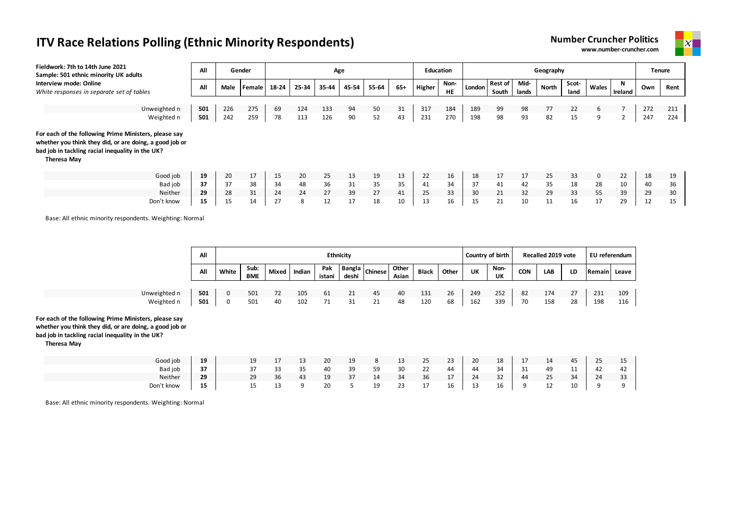# ITV Race Relations Polling (Ethnic Minority Respondents)

**Number Cruncher Politics**
**www.number-cruncher.com**

**Fieldwork: 7th to 14th June 2021**
**Sample: 501 ethnic minority UK adults**
**Interview mode: Online**
*White responses in separate set of tables*

| | All | Gender | | Age | | | | | | Education | | Geography | | | | | | | Tenure | |
|---|---|---|---|---|---|---|---|---|---|---|---|---|---|---|---|---|---|---|---|---|
| | All | Male | Female | 18-24 | 25-34 | 35-44 | 45-54 | 55-64 | 65+ | Higher | Non-HE | London | Rest of South | Mid-lands | North | Scot-land | Wales | N Ireland | Own | Rent |
| Unweighted n | **501** | 226 | 275 | 69 | 124 | 133 | 94 | 50 | 31 | 317 | 184 | 189 | 99 | 98 | 77 | 22 | 6 | 7 | 272 | 211 |
| Weighted n | **501** | 242 | 259 | 78 | 113 | 126 | 90 | 52 | 43 | 231 | 270 | 198 | 98 | 93 | 82 | 15 | 9 | 2 | 247 | 224 |

**For each of the following Prime Ministers, please say whether you think they did, or are doing, a good job or bad job in tackling racial inequality in the UK?**
**Theresa May**

| | All | Male | Female | 18-24 | 25-34 | 35-44 | 45-54 | 55-64 | 65+ | Higher | Non-HE | London | Rest of South | Mid-lands | North | Scot-land | Wales | N Ireland | Own | Rent |
|---|---|---|---|---|---|---|---|---|---|---|---|---|---|---|---|---|---|---|---|---|
| Good job | **19** | 20 | 17 | 15 | 20 | 25 | 13 | 19 | 13 | 22 | 16 | 18 | 17 | 17 | 25 | 33 | 0 | 22 | 18 | 19 |
| Bad job | **37** | 37 | 38 | 34 | 48 | 36 | 31 | 35 | 35 | 41 | 34 | 37 | 41 | 42 | 35 | 18 | 28 | 10 | 40 | 36 |
| Neither | **29** | 28 | 31 | 24 | 24 | 27 | 39 | 27 | 41 | 25 | 33 | 30 | 21 | 32 | 29 | 33 | 55 | 39 | 29 | 30 |
| Don't know | **15** | 15 | 14 | 27 | 8 | 12 | 17 | 18 | 10 | 13 | 16 | 15 | 21 | 10 | 11 | 16 | 17 | 29 | 12 | 15 |

Base: All ethnic minority respondents. Weighting: Normal

| | All | Ethnicity | | | | | | | | | | Country of birth | | Recalled 2019 vote | | | EU referendum | |
|---|---|---|---|---|---|---|---|---|---|---|---|---|---|---|---|---|---|---|
| | All | White | Sub: BME | Mixed | Indian | Pakistani | Bangladeshi | Chinese | Other Asian | Black | Other | UK | Non-UK | CON | LAB | LD | Remain | Leave |
| Unweighted n | **501** | 0 | 501 | 72 | 105 | 61 | 21 | 45 | 40 | 131 | 26 | 249 | 252 | 82 | 174 | 27 | 231 | 109 |
| Weighted n | **501** | 0 | 501 | 40 | 102 | 71 | 31 | 21 | 48 | 120 | 68 | 162 | 339 | 70 | 158 | 28 | 198 | 116 |

**For each of the following Prime Ministers, please say whether you think they did, or are doing, a good job or bad job in tackling racial inequality in the UK?**
**Theresa May**

| | All | White | Sub: BME | Mixed | Indian | Pakistani | Bangladeshi | Chinese | Other Asian | Black | Other | UK | Non-UK | CON | LAB | LD | Remain | Leave |
|---|---|---|---|---|---|---|---|---|---|---|---|---|---|---|---|---|---|---|
| Good job | **19** | | 19 | 17 | 13 | 20 | 19 | 8 | 13 | 25 | 23 | 20 | 18 | 17 | 14 | 45 | 25 | 15 |
| Bad job | **37** | | 37 | 33 | 35 | 40 | 39 | 59 | 30 | 22 | 44 | 44 | 34 | 31 | 49 | 11 | 42 | 42 |
| Neither | **29** | | 29 | 36 | 43 | 19 | 37 | 14 | 34 | 36 | 17 | 24 | 32 | 44 | 25 | 34 | 24 | 33 |
| Don't know | **15** | | 15 | 13 | 9 | 20 | 5 | 19 | 23 | 17 | 16 | 13 | 16 | 9 | 12 | 10 | 9 | 9 |

Base: All ethnic minority respondents. Weighting: Normal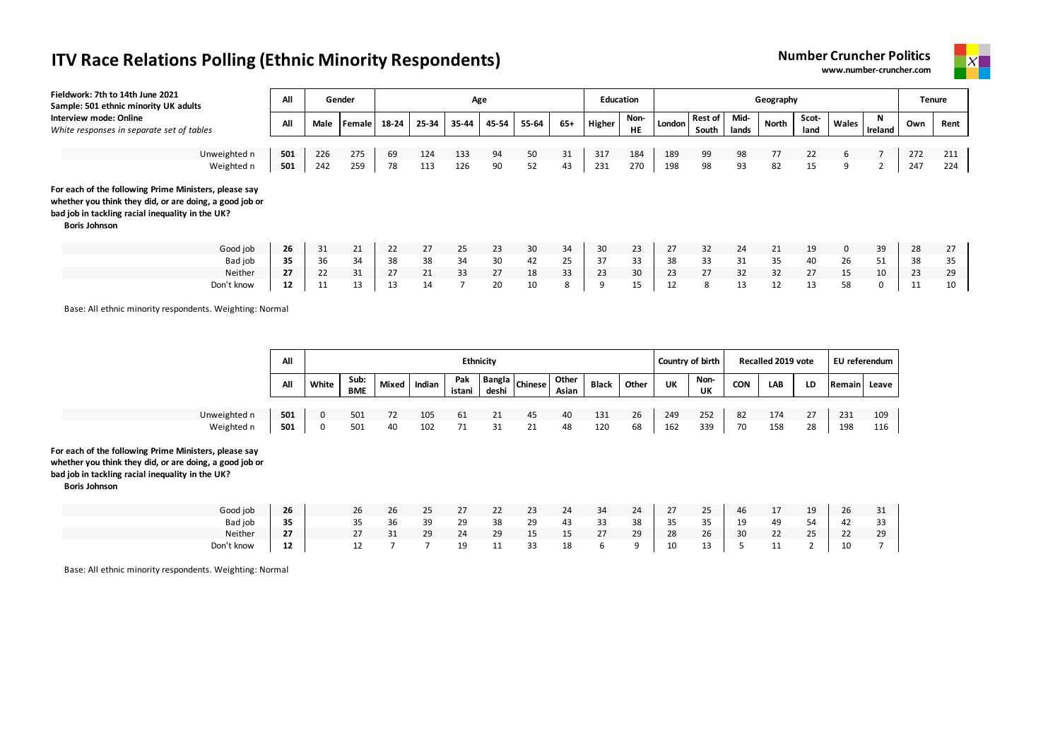# ITV Race Relations Polling (Ethnic Minority Respondents)

**Number Cruncher Politics**
**www.number-cruncher.com**

**Fieldwork: 7th to 14th June 2021**
**Sample: 501 ethnic minority UK adults**
**Interview mode: Online**
*White responses in separate set of tables*

| | All | Gender | | Age | | | | | | Education | | Geography | | | | | | | Tenure | |
|---|---|---|---|---|---|---|---|---|---|---|---|---|---|---|---|---|---|---|---|---|
| | All | Male | Female | 18-24 | 25-34 | 35-44 | 45-54 | 55-64 | 65+ | Higher | Non-HE | London | Rest of South | Mid-lands | North | Scot-land | Wales | N Ireland | Own | Rent |
| Unweighted n | **501** | 226 | 275 | 69 | 124 | 133 | 94 | 50 | 31 | 317 | 184 | 189 | 99 | 98 | 77 | 22 | 6 | 7 | 272 | 211 |
| Weighted n | **501** | 242 | 259 | 78 | 113 | 126 | 90 | 52 | 43 | 231 | 270 | 198 | 98 | 93 | 82 | 15 | 9 | 2 | 247 | 224 |

**For each of the following Prime Ministers, please say whether you think they did, or are doing, a good job or bad job in tackling racial inequality in the UK?**
**Boris Johnson**

| | All | Male | Female | 18-24 | 25-34 | 35-44 | 45-54 | 55-64 | 65+ | Higher | Non-HE | London | Rest of South | Mid-lands | North | Scot-land | Wales | N Ireland | Own | Rent |
|---|---|---|---|---|---|---|---|---|---|---|---|---|---|---|---|---|---|---|---|---|
| Good job | **26** | 31 | 21 | 22 | 27 | 25 | 23 | 30 | 34 | 30 | 23 | 27 | 32 | 24 | 21 | 19 | 0 | 39 | 28 | 27 |
| Bad job | **35** | 36 | 34 | 38 | 38 | 34 | 30 | 42 | 25 | 37 | 33 | 38 | 33 | 31 | 35 | 40 | 26 | 51 | 38 | 35 |
| Neither | **27** | 22 | 31 | 27 | 21 | 33 | 27 | 18 | 33 | 23 | 30 | 23 | 27 | 32 | 32 | 27 | 15 | 10 | 23 | 29 |
| Don't know | **12** | 11 | 13 | 13 | 14 | 7 | 20 | 10 | 8 | 9 | 15 | 12 | 8 | 13 | 12 | 13 | 58 | 0 | 11 | 10 |

Base: All ethnic minority respondents. Weighting: Normal

| | All | Ethnicity | | | | | | | | | | Country of birth | | Recalled 2019 vote | | | EU referendum | |
|---|---|---|---|---|---|---|---|---|---|---|---|---|---|---|---|---|---|---|
| | All | White | Sub: BME | Mixed | Indian | Pakistani | Bangladeshi | Chinese | Other Asian | Black | Other | UK | Non-UK | CON | LAB | LD | Remain | Leave |
| Unweighted n | **501** | 0 | 501 | 72 | 105 | 61 | 21 | 45 | 40 | 131 | 26 | 249 | 252 | 82 | 174 | 27 | 231 | 109 |
| Weighted n | **501** | 0 | 501 | 40 | 102 | 71 | 31 | 21 | 48 | 120 | 68 | 162 | 339 | 70 | 158 | 28 | 198 | 116 |

**For each of the following Prime Ministers, please say whether you think they did, or are doing, a good job or bad job in tackling racial inequality in the UK?**
**Boris Johnson**

| | All | White | Sub: BME | Mixed | Indian | Pakistani | Bangladeshi | Chinese | Other Asian | Black | Other | UK | Non-UK | CON | LAB | LD | Remain | Leave |
|---|---|---|---|---|---|---|---|---|---|---|---|---|---|---|---|---|---|---|
| Good job | **26** | | 26 | 26 | 25 | 27 | 22 | 23 | 24 | 34 | 24 | 27 | 25 | 46 | 17 | 19 | 26 | 31 |
| Bad job | **35** | | 35 | 36 | 39 | 29 | 38 | 29 | 43 | 33 | 38 | 35 | 35 | 19 | 49 | 54 | 42 | 33 |
| Neither | **27** | | 27 | 31 | 29 | 24 | 29 | 15 | 15 | 27 | 29 | 28 | 26 | 30 | 22 | 25 | 22 | 29 |
| Don't know | **12** | | 12 | 7 | 7 | 19 | 11 | 33 | 18 | 6 | 9 | 10 | 13 | 5 | 11 | 2 | 10 | 7 |

Base: All ethnic minority respondents. Weighting: Normal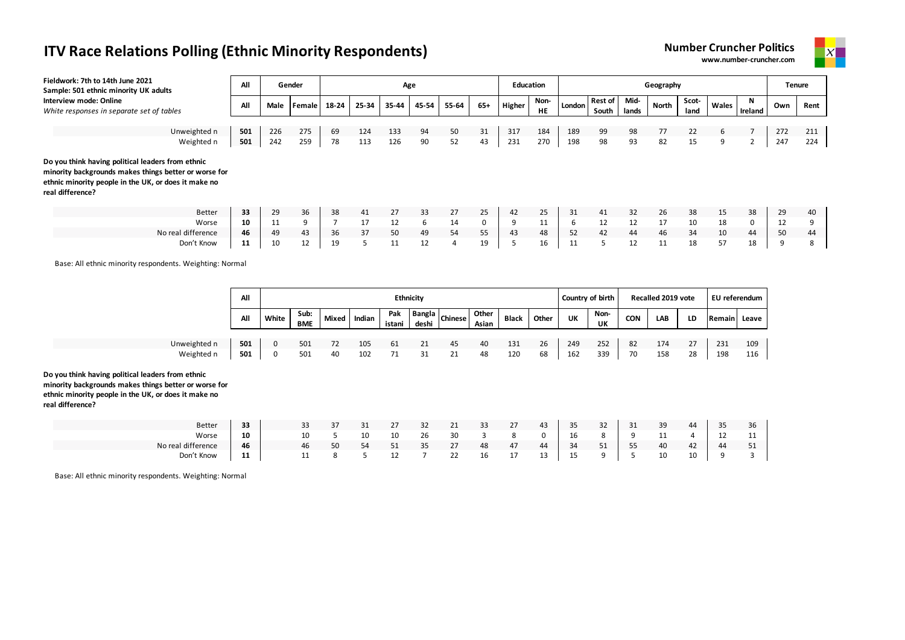# ITV Race Relations Polling (Ethnic Minority Respondents)

**Number Cruncher Politics**
**www.number-cruncher.com**

**Fieldwork: 7th to 14th June 2021**
**Sample: 501 ethnic minority UK adults**
**Interview mode: Online**
*White responses in separate set of tables*

| | All | Gender | | Age | | | | | | Education | | Geography | | | | | | | Tenure | |
|---|---|---|---|---|---|---|---|---|---|---|---|---|---|---|---|---|---|---|---|---|
| | All | Male | Female | 18-24 | 25-34 | 35-44 | 45-54 | 55-64 | 65+ | Higher | Non-HE | London | Rest of South | Mid-lands | North | Scot-land | Wales | N Ireland | Own | Rent |
| Unweighted n | 501 | 226 | 275 | 69 | 124 | 133 | 94 | 50 | 31 | 317 | 184 | 189 | 99 | 98 | 77 | 22 | 6 | 7 | 272 | 211 |
| Weighted n | 501 | 242 | 259 | 78 | 113 | 126 | 90 | 52 | 43 | 231 | 270 | 198 | 98 | 93 | 82 | 15 | 9 | 2 | 247 | 224 |

**Do you think having political leaders from ethnic minority backgrounds makes things better or worse for ethnic minority people in the UK, or does it make no real difference?**

| | All | Male | Female | 18-24 | 25-34 | 35-44 | 45-54 | 55-64 | 65+ | Higher | Non-HE | London | Rest of South | Mid-lands | North | Scot-land | Wales | N Ireland | Own | Rent |
|---|---|---|---|---|---|---|---|---|---|---|---|---|---|---|---|---|---|---|---|---|
| Better | 33 | 29 | 36 | 38 | 41 | 27 | 33 | 27 | 25 | 42 | 25 | 31 | 41 | 32 | 26 | 38 | 15 | 38 | 29 | 40 |
| Worse | 10 | 11 | 9 | 7 | 17 | 12 | 6 | 14 | 0 | 9 | 11 | 6 | 12 | 12 | 17 | 10 | 18 | 0 | 12 | 9 |
| No real difference | 46 | 49 | 43 | 36 | 37 | 50 | 49 | 54 | 55 | 43 | 48 | 52 | 42 | 44 | 46 | 34 | 10 | 44 | 50 | 44 |
| Don't Know | 11 | 10 | 12 | 19 | 5 | 11 | 12 | 4 | 19 | 5 | 16 | 11 | 5 | 12 | 11 | 18 | 57 | 18 | 9 | 8 |

Base: All ethnic minority respondents. Weighting: Normal

| | All | Ethnicity | | | | | | | | | | Country of birth | | Recalled 2019 vote | | | EU referendum | |
|---|---|---|---|---|---|---|---|---|---|---|---|---|---|---|---|---|---|---|
| | All | White | Sub: BME | Mixed | Indian | Pak istani | Bangla deshi | Chinese | Other Asian | Black | Other | UK | Non-UK | CON | LAB | LD | Remain | Leave |
| Unweighted n | 501 | 0 | 501 | 72 | 105 | 61 | 21 | 45 | 40 | 131 | 26 | 249 | 252 | 82 | 174 | 27 | 231 | 109 |
| Weighted n | 501 | 0 | 501 | 40 | 102 | 71 | 31 | 21 | 48 | 120 | 68 | 162 | 339 | 70 | 158 | 28 | 198 | 116 |

**Do you think having political leaders from ethnic minority backgrounds makes things better or worse for ethnic minority people in the UK, or does it make no real difference?**

| | All | White | Sub: BME | Mixed | Indian | Pak istani | Bangla deshi | Chinese | Other Asian | Black | Other | UK | Non-UK | CON | LAB | LD | Remain | Leave |
|---|---|---|---|---|---|---|---|---|---|---|---|---|---|---|---|---|---|---|
| Better | 33 | | 33 | 37 | 31 | 27 | 32 | 21 | 33 | 27 | 43 | 35 | 32 | 31 | 39 | 44 | 35 | 36 |
| Worse | 10 | | 10 | 5 | 10 | 10 | 26 | 30 | 3 | 8 | 0 | 16 | 8 | 9 | 11 | 4 | 12 | 11 |
| No real difference | 46 | | 46 | 50 | 54 | 51 | 35 | 27 | 48 | 47 | 44 | 34 | 51 | 55 | 40 | 42 | 44 | 51 |
| Don't Know | 11 | | 11 | 8 | 5 | 12 | 7 | 22 | 16 | 17 | 13 | 15 | 9 | 5 | 10 | 10 | 9 | 3 |

Base: All ethnic minority respondents. Weighting: Normal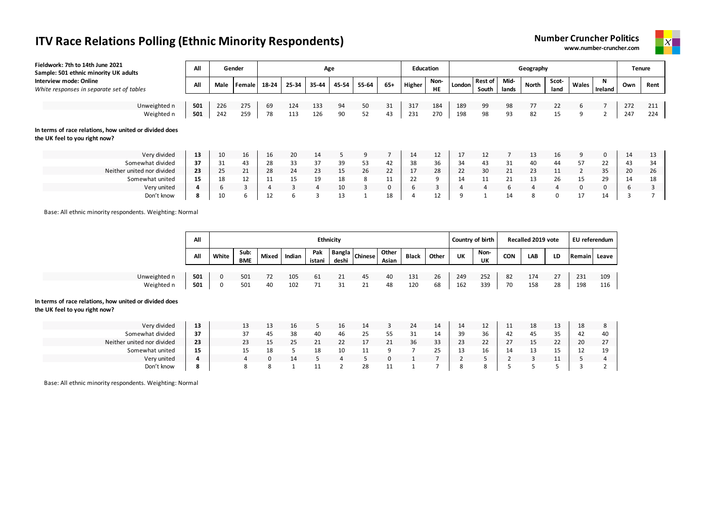# ITV Race Relations Polling (Ethnic Minority Respondents)

**Number Cruncher Politics**
**www.number-cruncher.com**

**Fieldwork: 7th to 14th June 2021**
**Sample: 501 ethnic minority UK adults**
**Interview mode: Online**
*White responses in separate set of tables*

| | All | Gender | | Age | | | | | | Education | | Geography | | | | | | | Tenure | |
|---|---|---|---|---|---|---|---|---|---|---|---|---|---|---|---|---|---|---|---|---|
| | All | Male | Female | 18-24 | 25-34 | 35-44 | 45-54 | 55-64 | 65+ | Higher | Non-HE | London | Rest of South | Mid-lands | North | Scot-land | Wales | N Ireland | Own | Rent |
| Unweighted n | 501 | 226 | 275 | 69 | 124 | 133 | 94 | 50 | 31 | 317 | 184 | 189 | 99 | 98 | 77 | 22 | 6 | 7 | 272 | 211 |
| Weighted n | 501 | 242 | 259 | 78 | 113 | 126 | 90 | 52 | 43 | 231 | 270 | 198 | 98 | 93 | 82 | 15 | 9 | 2 | 247 | 224 |
| **In terms of race relations, how united or divided does the UK feel to you right now?** | | | | | | | | | | | | | | | | | | | | |
| Very divided | 13 | 10 | 16 | 16 | 20 | 14 | 5 | 9 | 7 | 14 | 12 | 17 | 12 | 7 | 13 | 16 | 9 | 0 | 14 | 13 |
| Somewhat divided | 37 | 31 | 43 | 28 | 33 | 37 | 39 | 53 | 42 | 38 | 36 | 34 | 43 | 31 | 40 | 44 | 57 | 22 | 43 | 34 |
| Neither united nor divided | 23 | 25 | 21 | 28 | 24 | 23 | 15 | 26 | 22 | 17 | 28 | 22 | 30 | 21 | 23 | 11 | 2 | 35 | 20 | 26 |
| Somewhat united | 15 | 18 | 12 | 11 | 15 | 19 | 18 | 8 | 11 | 22 | 9 | 14 | 11 | 21 | 13 | 26 | 15 | 29 | 14 | 18 |
| Very united | 4 | 6 | 3 | 4 | 3 | 4 | 10 | 3 | 0 | 6 | 3 | 4 | 4 | 6 | 4 | 4 | 0 | 0 | 6 | 3 |
| Don't know | 8 | 10 | 6 | 12 | 6 | 3 | 13 | 1 | 18 | 4 | 12 | 9 | 1 | 14 | 8 | 0 | 17 | 14 | 3 | 7 |

Base: All ethnic minority respondents. Weighting: Normal

| | All | Ethnicity | | | | | | | | | | Country of birth | | Recalled 2019 vote | | | EU referendum | |
|---|---|---|---|---|---|---|---|---|---|---|---|---|---|---|---|---|---|---|
| | All | White | Sub: BME | Mixed | Indian | Pakistani | Bangladeshi | Chinese | Other Asian | Black | Other | UK | Non-UK | CON | LAB | LD | Remain | Leave |
| Unweighted n | 501 | 0 | 501 | 72 | 105 | 61 | 21 | 45 | 40 | 131 | 26 | 249 | 252 | 82 | 174 | 27 | 231 | 109 |
| Weighted n | 501 | 0 | 501 | 40 | 102 | 71 | 31 | 21 | 48 | 120 | 68 | 162 | 339 | 70 | 158 | 28 | 198 | 116 |
| **In terms of race relations, how united or divided does the UK feel to you right now?** | | | | | | | | | | | | | | | | | | |
| Very divided | 13 | | 13 | 13 | 16 | 5 | 16 | 14 | 3 | 24 | 14 | 14 | 12 | 11 | 18 | 13 | 18 | 8 |
| Somewhat divided | 37 | | 37 | 45 | 38 | 40 | 46 | 25 | 55 | 31 | 14 | 39 | 36 | 42 | 45 | 35 | 42 | 40 |
| Neither united nor divided | 23 | | 23 | 15 | 25 | 21 | 22 | 17 | 21 | 36 | 33 | 23 | 22 | 27 | 15 | 22 | 20 | 27 |
| Somewhat united | 15 | | 15 | 18 | 5 | 18 | 10 | 11 | 9 | 7 | 25 | 13 | 16 | 14 | 13 | 15 | 12 | 19 |
| Very united | 4 | | 4 | 0 | 14 | 5 | 4 | 5 | 0 | 1 | 7 | 2 | 5 | 2 | 3 | 11 | 5 | 4 |
| Don't know | 8 | | 8 | 8 | 1 | 11 | 2 | 28 | 11 | 1 | 7 | 8 | 8 | 5 | 5 | 5 | 3 | 2 |

Base: All ethnic minority respondents. Weighting: Normal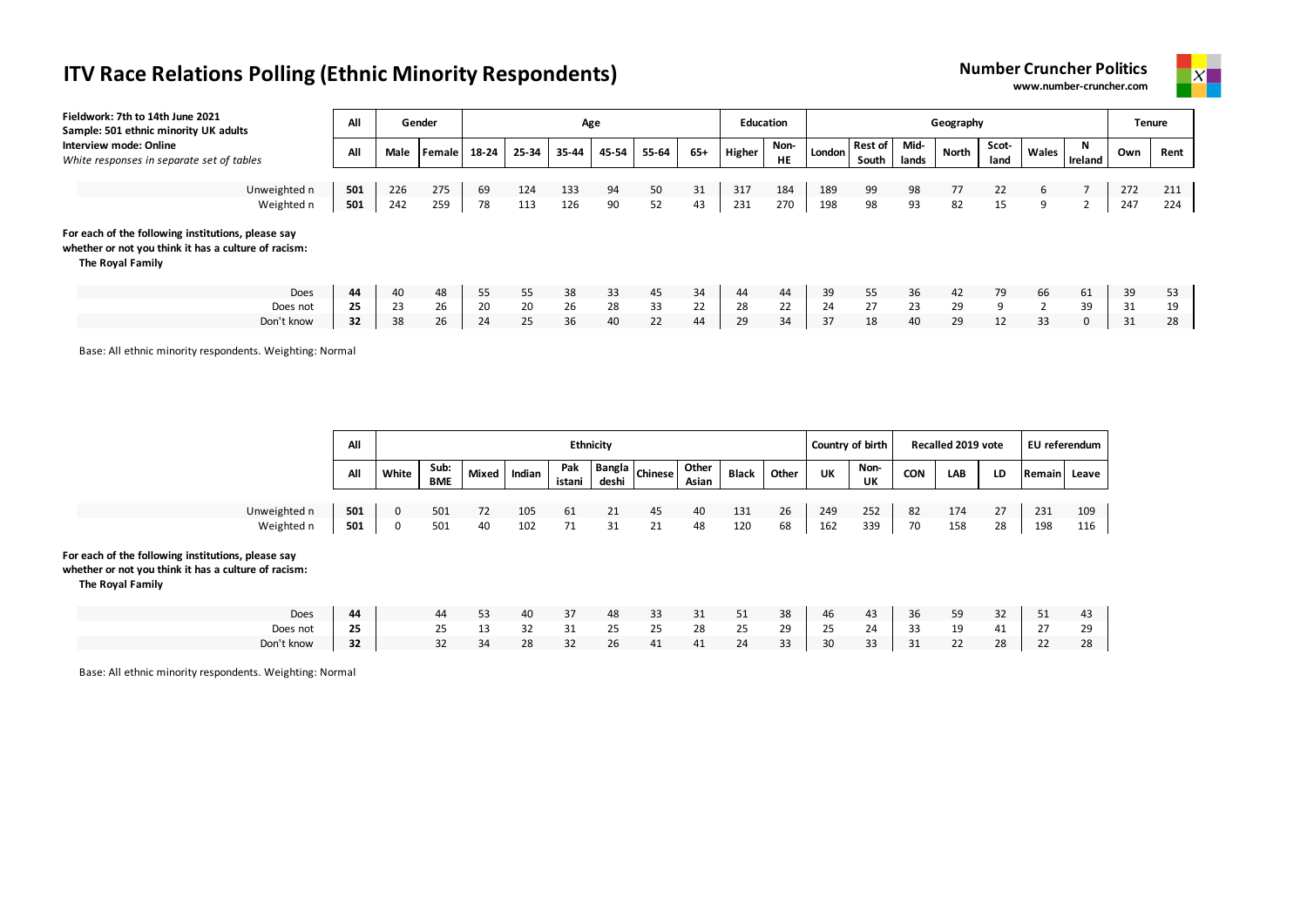# ITV Race Relations Polling (Ethnic Minority Respondents)

**Number Cruncher Politics**
**www.number-cruncher.com**

**Fieldwork: 7th to 14th June 2021**
**Sample: 501 ethnic minority UK adults**
**Interview mode: Online**
*White responses in separate set of tables*

| | All | Gender | | Age | | | | | | Education | | Geography | | | | | | | Tenure | |
|---|---|---|---|---|---|---|---|---|---|---|---|---|---|---|---|---|---|---|---|---|
| | All | Male | Female | 18-24 | 25-34 | 35-44 | 45-54 | 55-64 | 65+ | Higher | Non-HE | London | Rest of South | Mid-lands | North | Scot-land | Wales | N Ireland | Own | Rent |
| Unweighted n | **501** | 226 | 275 | 69 | 124 | 133 | 94 | 50 | 31 | 317 | 184 | 189 | 99 | 98 | 77 | 22 | 6 | 7 | 272 | 211 |
| Weighted n | **501** | 242 | 259 | 78 | 113 | 126 | 90 | 52 | 43 | 231 | 270 | 198 | 98 | 93 | 82 | 15 | 9 | 2 | 247 | 224 |

**For each of the following institutions, please say whether or not you think it has a culture of racism:**
**The Royal Family**

| | All | Male | Female | 18-24 | 25-34 | 35-44 | 45-54 | 55-64 | 65+ | Higher | Non-HE | London | Rest of South | Mid-lands | North | Scot-land | Wales | N Ireland | Own | Rent |
|---|---|---|---|---|---|---|---|---|---|---|---|---|---|---|---|---|---|---|---|---|
| Does | **44** | 40 | 48 | 55 | 55 | 38 | 33 | 45 | 34 | 44 | 44 | 39 | 55 | 36 | 42 | 79 | 66 | 61 | 39 | 53 |
| Does not | **25** | 23 | 26 | 20 | 20 | 26 | 28 | 33 | 22 | 28 | 22 | 24 | 27 | 23 | 29 | 9 | 2 | 39 | 31 | 19 |
| Don't know | **32** | 38 | 26 | 24 | 25 | 36 | 40 | 22 | 44 | 29 | 34 | 37 | 18 | 40 | 29 | 12 | 33 | 0 | 31 | 28 |

Base: All ethnic minority respondents. Weighting: Normal

| | All | Ethnicity | | | | | | | | | | Country of birth | | Recalled 2019 vote | | | EU referendum | |
|---|---|---|---|---|---|---|---|---|---|---|---|---|---|---|---|---|---|---|
| | All | White | Sub: BME | Mixed | Indian | Pak istani | Bangla deshi | Chinese | Other Asian | Black | Other | UK | Non-UK | CON | LAB | LD | Remain | Leave |
| Unweighted n | **501** | 0 | 501 | 72 | 105 | 61 | 21 | 45 | 40 | 131 | 26 | 249 | 252 | 82 | 174 | 27 | 231 | 109 |
| Weighted n | **501** | 0 | 501 | 40 | 102 | 71 | 31 | 21 | 48 | 120 | 68 | 162 | 339 | 70 | 158 | 28 | 198 | 116 |

**For each of the following institutions, please say whether or not you think it has a culture of racism:**
**The Royal Family**

| | All | White | Sub: BME | Mixed | Indian | Pak istani | Bangla deshi | Chinese | Other Asian | Black | Other | UK | Non-UK | CON | LAB | LD | Remain | Leave |
|---|---|---|---|---|---|---|---|---|---|---|---|---|---|---|---|---|---|---|
| Does | **44** | | 44 | 53 | 40 | 37 | 48 | 33 | 31 | 51 | 38 | 46 | 43 | 36 | 59 | 32 | 51 | 43 |
| Does not | **25** | | 25 | 13 | 32 | 31 | 25 | 25 | 28 | 25 | 29 | 25 | 24 | 33 | 19 | 41 | 27 | 29 |
| Don't know | **32** | | 32 | 34 | 28 | 32 | 26 | 41 | 41 | 24 | 33 | 30 | 33 | 31 | 22 | 28 | 22 | 28 |

Base: All ethnic minority respondents. Weighting: Normal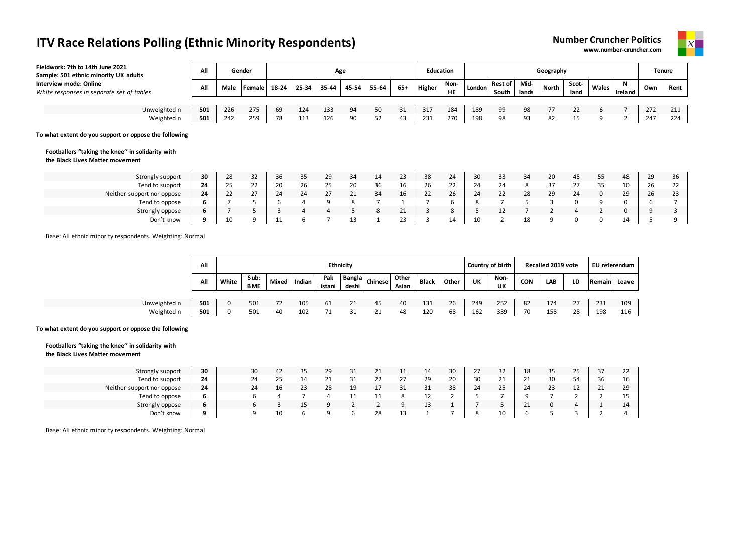# ITV Race Relations Polling (Ethnic Minority Respondents)

**Number Cruncher Politics**
**www.number-cruncher.com**

| **Fieldwork: 7th to 14th June 2021** | **All** | **Gender** | | **Age** | | | | | | **Education** | | **Geography** | | | | | | | **Tenure** | |
|---|---|---|---|---|---|---|---|---|---|---|---|---|---|---|---|---|---|---|---|---|
| **Sample: 501 ethnic minority UK adults** | | | | | | | | | | | | | | | | | | | | |
| **Interview mode: Online** *White responses in separate set of tables* | **All** | **Male** | **Female** | **18-24** | **25-34** | **35-44** | **45-54** | **55-64** | **65+** | **Higher** | **Non-HE** | **London** | **Rest of South** | **Mid-lands** | **North** | **Scot-land** | **Wales** | **N Ireland** | **Own** | **Rent** |
| Unweighted n | **501** | 226 | 275 | 69 | 124 | 133 | 94 | 50 | 31 | 317 | 184 | 189 | 99 | 98 | 77 | 22 | 6 | 7 | 272 | 211 |
| Weighted n | **501** | 242 | 259 | 78 | 113 | 126 | 90 | 52 | 43 | 231 | 270 | 198 | 98 | 93 | 82 | 15 | 9 | 2 | 247 | 224 |

**To what extent do you support or oppose the following**

**Footballers "taking the knee" in solidarity with the Black Lives Matter movement**

| | **All** | **Male** | **Female** | **18-24** | **25-34** | **35-44** | **45-54** | **55-64** | **65+** | **Higher** | **Non-HE** | **London** | **Rest of South** | **Mid-lands** | **North** | **Scot-land** | **Wales** | **N Ireland** | **Own** | **Rent** |
|---|---|---|---|---|---|---|---|---|---|---|---|---|---|---|---|---|---|---|---|---|
| Strongly support | **30** | 28 | 32 | 36 | 35 | 29 | 34 | 14 | 23 | 38 | 24 | 30 | 33 | 34 | 20 | 45 | 55 | 48 | 29 | 36 |
| Tend to support | **24** | 25 | 22 | 20 | 26 | 25 | 20 | 36 | 16 | 26 | 22 | 24 | 24 | 8 | 37 | 27 | 35 | 10 | 26 | 22 |
| Neither support nor oppose | **24** | 22 | 27 | 24 | 24 | 27 | 21 | 34 | 16 | 22 | 26 | 24 | 22 | 28 | 29 | 24 | 0 | 29 | 26 | 23 |
| Tend to oppose | **6** | 7 | 5 | 6 | 4 | 9 | 8 | 7 | 1 | 7 | 6 | 8 | 7 | 5 | 3 | 0 | 9 | 0 | 6 | 7 |
| Strongly oppose | **6** | 7 | 5 | 3 | 4 | 4 | 5 | 8 | 21 | 3 | 8 | 5 | 12 | 7 | 2 | 4 | 2 | 0 | 9 | 3 |
| Don't know | **9** | 10 | 9 | 11 | 6 | 7 | 13 | 1 | 23 | 3 | 14 | 10 | 2 | 18 | 9 | 0 | 0 | 14 | 5 | 9 |

Base: All ethnic minority respondents. Weighting: Normal

| | **All** | **Ethnicity** | | | | | | | | | | **Country of birth** | | **Recalled 2019 vote** | | | **EU referendum** | |
|---|---|---|---|---|---|---|---|---|---|---|---|---|---|---|---|---|---|---|
| | **All** | **White** | **Sub: BME** | **Mixed** | **Indian** | **Pak istani** | **Bangla deshi** | **Chinese** | **Other Asian** | **Black** | **Other** | **UK** | **Non-UK** | **CON** | **LAB** | **LD** | **Remain** | **Leave** |
| Unweighted n | **501** | 0 | 501 | 72 | 105 | 61 | 21 | 45 | 40 | 131 | 26 | 249 | 252 | 82 | 174 | 27 | 231 | 109 |
| Weighted n | **501** | 0 | 501 | 40 | 102 | 71 | 31 | 21 | 48 | 120 | 68 | 162 | 339 | 70 | 158 | 28 | 198 | 116 |

**To what extent do you support or oppose the following**

**Footballers "taking the knee" in solidarity with the Black Lives Matter movement**

| | **All** | **White** | **Sub: BME** | **Mixed** | **Indian** | **Pak istani** | **Bangla deshi** | **Chinese** | **Other Asian** | **Black** | **Other** | **UK** | **Non-UK** | **CON** | **LAB** | **LD** | **Remain** | **Leave** |
|---|---|---|---|---|---|---|---|---|---|---|---|---|---|---|---|---|---|---|
| Strongly support | **30** | | 30 | 42 | 35 | 29 | 31 | 21 | 11 | 14 | 30 | 27 | 32 | 18 | 35 | 25 | 37 | 22 |
| Tend to support | **24** | | 24 | 25 | 14 | 21 | 31 | 22 | 27 | 29 | 20 | 30 | 21 | 21 | 30 | 54 | 36 | 16 |
| Neither support nor oppose | **24** | | 24 | 16 | 23 | 28 | 19 | 17 | 31 | 31 | 38 | 24 | 25 | 24 | 23 | 12 | 21 | 29 |
| Tend to oppose | **6** | | 6 | 4 | 7 | 4 | 11 | 11 | 8 | 12 | 2 | 5 | 7 | 9 | 7 | 2 | 2 | 15 |
| Strongly oppose | **6** | | 6 | 3 | 15 | 9 | 2 | 2 | 9 | 13 | 1 | 7 | 5 | 21 | 0 | 4 | 1 | 14 |
| Don't know | **9** | | 9 | 10 | 6 | 9 | 6 | 28 | 13 | 1 | 7 | 8 | 10 | 6 | 5 | 3 | 2 | 4 |

Base: All ethnic minority respondents. Weighting: Normal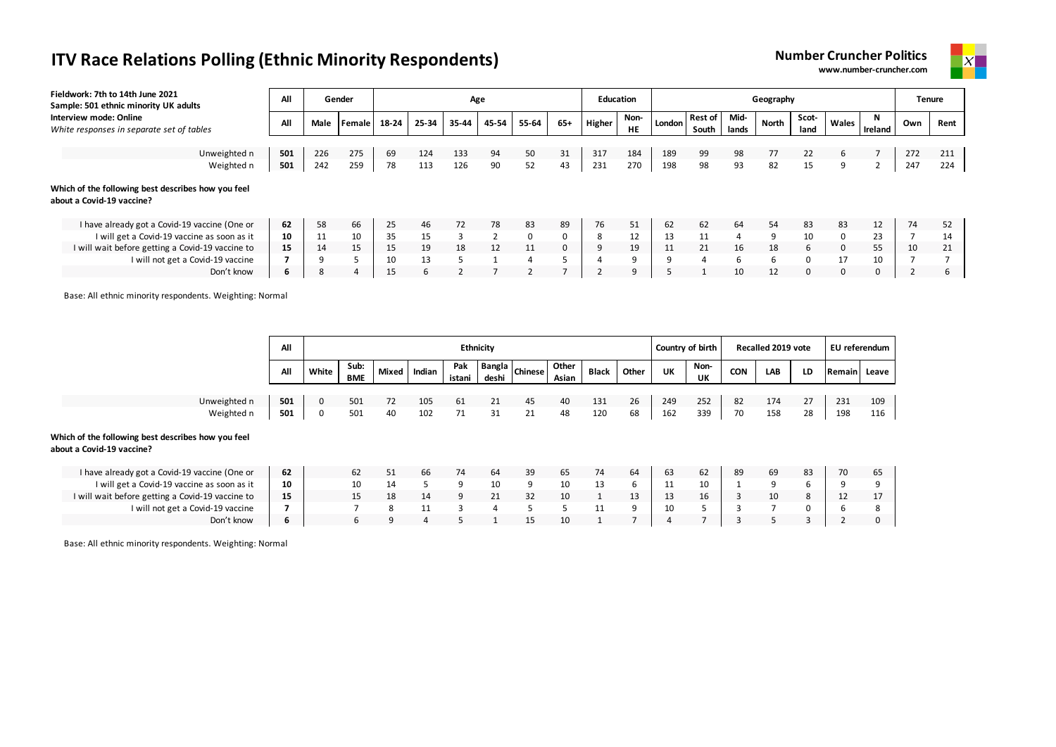# ITV Race Relations Polling (Ethnic Minority Respondents)

**Number Cruncher Politics**
**www.number-cruncher.com**

**Fieldwork: 7th to 14th June 2021**
**Sample: 501 ethnic minority UK adults**
**Interview mode: Online**
*White responses in separate set of tables*

| | All | Gender | | Age | | | | | | Education | | Geography | | | | | | | Tenure | |
|---|---|---|---|---|---|---|---|---|---|---|---|---|---|---|---|---|---|---|---|---|
| | All | Male | Female | 18-24 | 25-34 | 35-44 | 45-54 | 55-64 | 65+ | Higher | Non-HE | London | Rest of South | Mid-lands | North | Scot-land | Wales | N Ireland | Own | Rent |
| Unweighted n | **501** | 226 | 275 | 69 | 124 | 133 | 94 | 50 | 31 | 317 | 184 | 189 | 99 | 98 | 77 | 22 | 6 | 7 | 272 | 211 |
| Weighted n | **501** | 242 | 259 | 78 | 113 | 126 | 90 | 52 | 43 | 231 | 270 | 198 | 98 | 93 | 82 | 15 | 9 | 2 | 247 | 224 |
| **Which of the following best describes how you feel about a Covid-19 vaccine?** | | | | | | | | | | | | | | | | | | | | |
| I have already got a Covid-19 vaccine (One or | **62** | 58 | 66 | 25 | 46 | 72 | 78 | 83 | 89 | 76 | 51 | 62 | 62 | 64 | 54 | 83 | 83 | 12 | 74 | 52 |
| I will get a Covid-19 vaccine as soon as it | **10** | 11 | 10 | 35 | 15 | 3 | 2 | 0 | 0 | 8 | 12 | 13 | 11 | 4 | 9 | 10 | 0 | 23 | 7 | 14 |
| I will wait before getting a Covid-19 vaccine to | **15** | 14 | 15 | 15 | 19 | 18 | 12 | 11 | 0 | 9 | 19 | 11 | 21 | 16 | 18 | 6 | 0 | 55 | 10 | 21 |
| I will not get a Covid-19 vaccine | **7** | 9 | 5 | 10 | 13 | 5 | 1 | 4 | 5 | 4 | 9 | 9 | 4 | 6 | 6 | 0 | 17 | 10 | 7 | 7 |
| Don't know | **6** | 8 | 4 | 15 | 6 | 2 | 7 | 2 | 7 | 2 | 9 | 5 | 1 | 10 | 12 | 0 | 0 | 0 | 2 | 6 |

Base: All ethnic minority respondents. Weighting: Normal

| | All | Ethnicity | | | | | | | | | | Country of birth | | Recalled 2019 vote | | | EU referendum | |
|---|---|---|---|---|---|---|---|---|---|---|---|---|---|---|---|---|---|---|
| | All | White | Sub: BME | Mixed | Indian | Pak istani | Bangla deshi | Chinese | Other Asian | Black | Other | UK | Non-UK | CON | LAB | LD | Remain | Leave |
| Unweighted n | **501** | 0 | 501 | 72 | 105 | 61 | 21 | 45 | 40 | 131 | 26 | 249 | 252 | 82 | 174 | 27 | 231 | 109 |
| Weighted n | **501** | 0 | 501 | 40 | 102 | 71 | 31 | 21 | 48 | 120 | 68 | 162 | 339 | 70 | 158 | 28 | 198 | 116 |
| **Which of the following best describes how you feel about a Covid-19 vaccine?** | | | | | | | | | | | | | | | | | | |
| I have already got a Covid-19 vaccine (One or | **62** | | 62 | 51 | 66 | 74 | 64 | 39 | 65 | 74 | 64 | 63 | 62 | 89 | 69 | 83 | 70 | 65 |
| I will get a Covid-19 vaccine as soon as it | **10** | | 10 | 14 | 5 | 9 | 10 | 9 | 10 | 13 | 6 | 11 | 10 | 1 | 9 | 6 | 9 | 9 |
| I will wait before getting a Covid-19 vaccine to | **15** | | 15 | 18 | 14 | 9 | 21 | 32 | 10 | 1 | 13 | 13 | 16 | 3 | 10 | 8 | 12 | 17 |
| I will not get a Covid-19 vaccine | **7** | | 7 | 8 | 11 | 3 | 4 | 5 | 5 | 11 | 9 | 10 | 5 | 3 | 7 | 0 | 6 | 8 |
| Don't know | **6** | | 6 | 9 | 4 | 5 | 1 | 15 | 10 | 1 | 7 | 4 | 7 | 3 | 5 | 3 | 2 | 0 |

Base: All ethnic minority respondents. Weighting: Normal